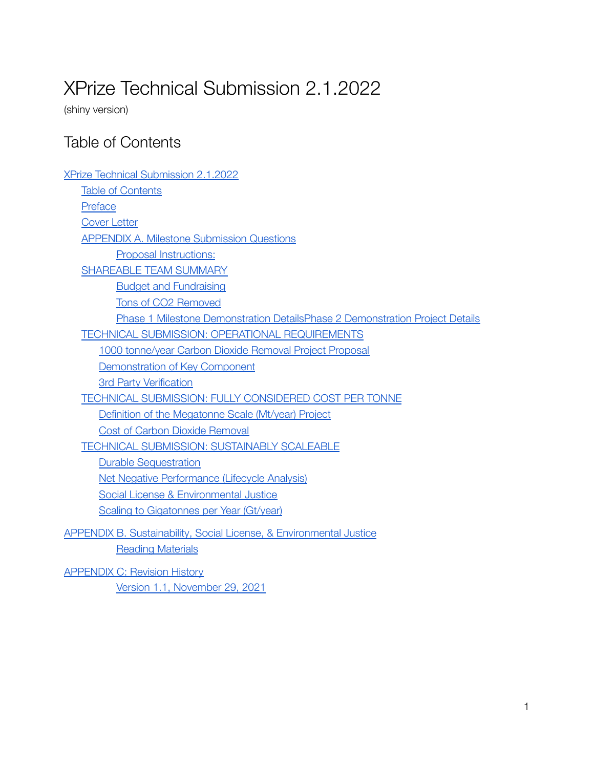# XPrize Technical Submission 2.1.2022

(shiny version)

## Table of Contents

- XPrize Technical Submission 2.1.2022
  - Table of Contents
  - Preface
  - Cover Letter
  - APPENDIX A. Milestone Submission Questions
    - Proposal Instructions:
  - SHAREABLE TEAM SUMMARY
    - Budget and Fundraising
    - Tons of CO2 Removed
    - Phase 1 Milestone Demonstration DetailsPhase 2 Demonstration Project Details
  - TECHNICAL SUBMISSION: OPERATIONAL REQUIREMENTS
    - 1000 tonne/year Carbon Dioxide Removal Project Proposal
    - Demonstration of Key Component
    - 3rd Party Verification
  - TECHNICAL SUBMISSION: FULLY CONSIDERED COST PER TONNE
    - Definition of the Megatonne Scale (Mt/year) Project
    - Cost of Carbon Dioxide Removal
  - TECHNICAL SUBMISSION: SUSTAINABLY SCALEABLE
    - Durable Sequestration
    - Net Negative Performance (Lifecycle Analysis)
    - Social License & Environmental Justice
    - Scaling to Gigatonnes per Year (Gt/year)
- APPENDIX B. Sustainability, Social License, & Environmental Justice
  - Reading Materials
- APPENDIX C: Revision History
  - Version 1.1, November 29, 2021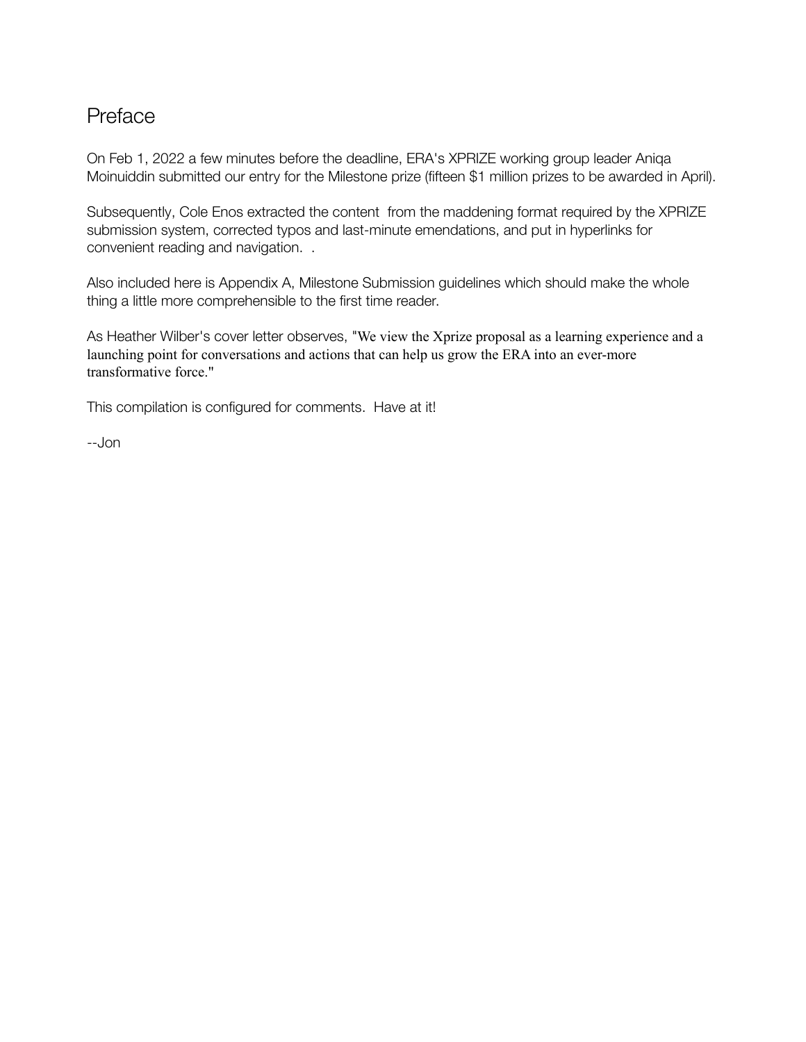# Preface

On Feb 1, 2022 a few minutes before the deadline, ERA's XPRIZE working group leader Aniqa Moinuiddin submitted our entry for the Milestone prize (fifteen $1 million prizes to be awarded in April).

Subsequently, Cole Enos extracted the content from the maddening format required by the XPRIZE submission system, corrected typos and last-minute emendations, and put in hyperlinks for convenient reading and navigation. .

Also included here is Appendix A, Milestone Submission guidelines which should make the whole thing a little more comprehensible to the first time reader.

As Heather Wilber's cover letter observes, "We view the Xprize proposal as a learning experience and a launching point for conversations and actions that can help us grow the ERA into an ever-more transformative force."

This compilation is configured for comments. Have at it!

--Jon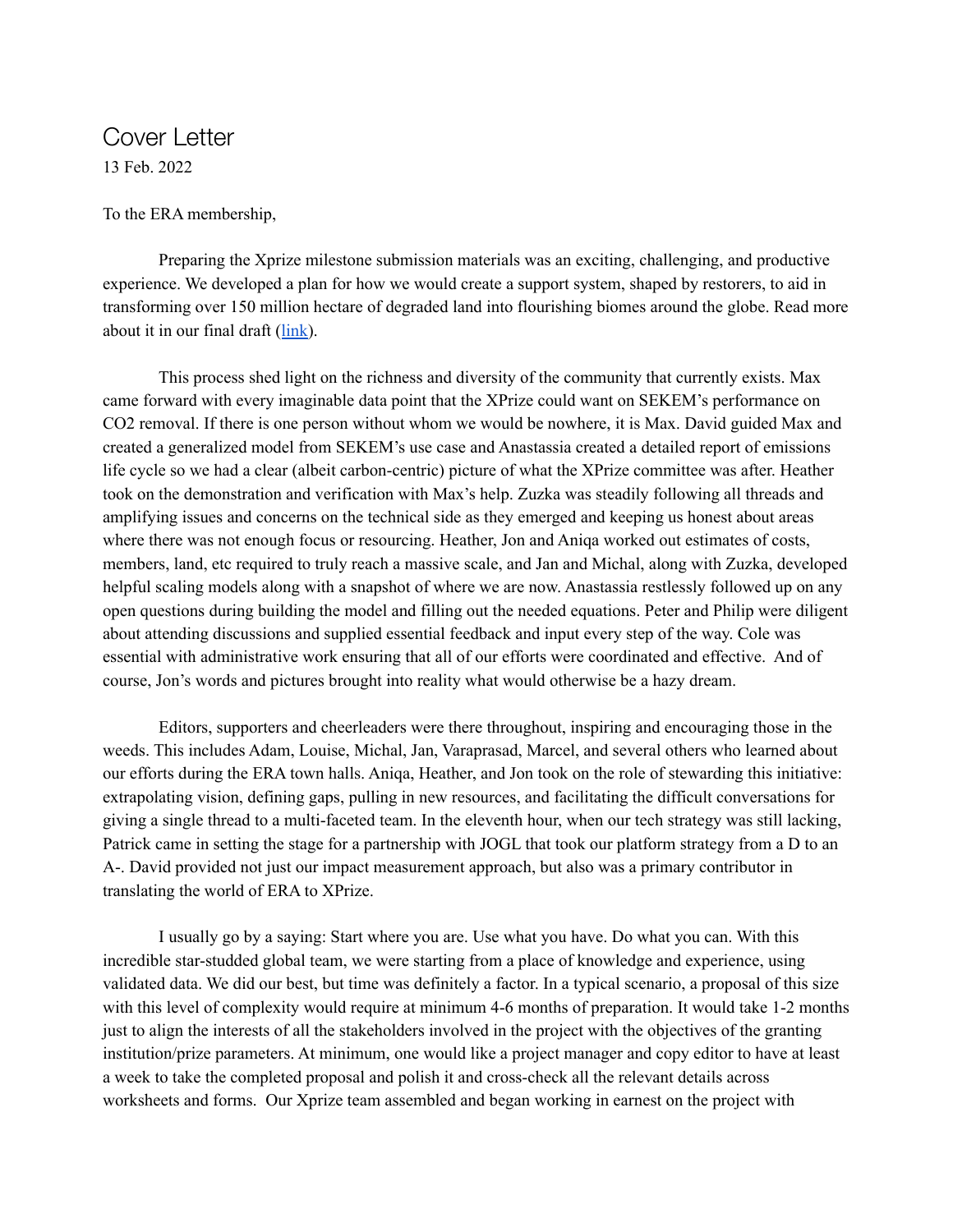# Cover Letter

13 Feb. 2022

To the ERA membership,

Preparing the Xprize milestone submission materials was an exciting, challenging, and productive experience. We developed a plan for how we would create a support system, shaped by restorers, to aid in transforming over 150 million hectare of degraded land into flourishing biomes around the globe. Read more about it in our final draft ([link](link)).

This process shed light on the richness and diversity of the community that currently exists. Max came forward with every imaginable data point that the XPrize could want on SEKEM's performance on CO2 removal. If there is one person without whom we would be nowhere, it is Max. David guided Max and created a generalized model from SEKEM's use case and Anastassia created a detailed report of emissions life cycle so we had a clear (albeit carbon-centric) picture of what the XPrize committee was after. Heather took on the demonstration and verification with Max's help. Zuzka was steadily following all threads and amplifying issues and concerns on the technical side as they emerged and keeping us honest about areas where there was not enough focus or resourcing. Heather, Jon and Aniqa worked out estimates of costs, members, land, etc required to truly reach a massive scale, and Jan and Michal, along with Zuzka, developed helpful scaling models along with a snapshot of where we are now. Anastassia restlessly followed up on any open questions during building the model and filling out the needed equations. Peter and Philip were diligent about attending discussions and supplied essential feedback and input every step of the way. Cole was essential with administrative work ensuring that all of our efforts were coordinated and effective. And of course, Jon's words and pictures brought into reality what would otherwise be a hazy dream.

Editors, supporters and cheerleaders were there throughout, inspiring and encouraging those in the weeds. This includes Adam, Louise, Michal, Jan, Varaprasad, Marcel, and several others who learned about our efforts during the ERA town halls. Aniqa, Heather, and Jon took on the role of stewarding this initiative: extrapolating vision, defining gaps, pulling in new resources, and facilitating the difficult conversations for giving a single thread to a multi-faceted team. In the eleventh hour, when our tech strategy was still lacking, Patrick came in setting the stage for a partnership with JOGL that took our platform strategy from a D to an A-. David provided not just our impact measurement approach, but also was a primary contributor in translating the world of ERA to XPrize.

I usually go by a saying: Start where you are. Use what you have. Do what you can. With this incredible star-studded global team, we were starting from a place of knowledge and experience, using validated data. We did our best, but time was definitely a factor. In a typical scenario, a proposal of this size with this level of complexity would require at minimum 4-6 months of preparation. It would take 1-2 months just to align the interests of all the stakeholders involved in the project with the objectives of the granting institution/prize parameters. At minimum, one would like a project manager and copy editor to have at least a week to take the completed proposal and polish it and cross-check all the relevant details across worksheets and forms. Our Xprize team assembled and began working in earnest on the project with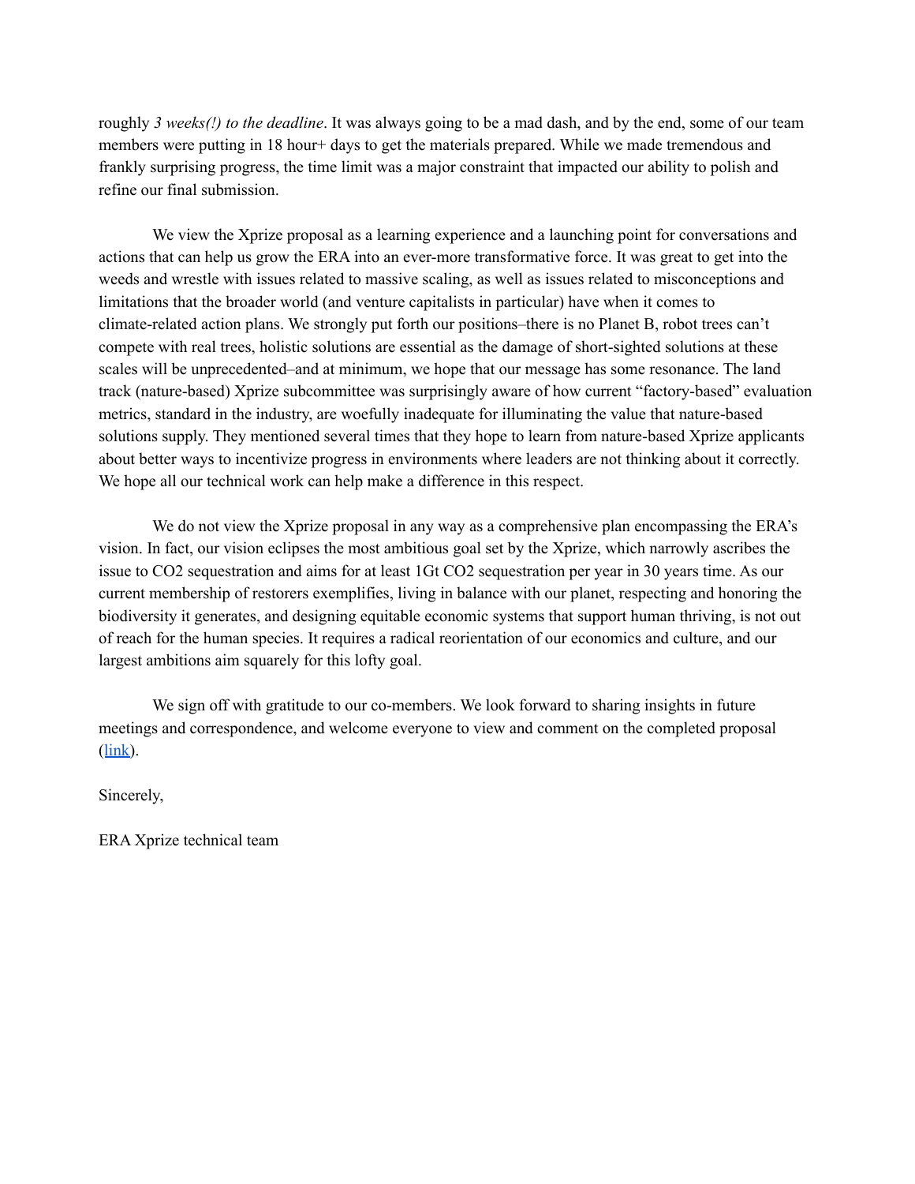roughly *3 weeks(!) to the deadline*. It was always going to be a mad dash, and by the end, some of our team members were putting in 18 hour+ days to get the materials prepared. While we made tremendous and frankly surprising progress, the time limit was a major constraint that impacted our ability to polish and refine our final submission.

We view the Xprize proposal as a learning experience and a launching point for conversations and actions that can help us grow the ERA into an ever-more transformative force. It was great to get into the weeds and wrestle with issues related to massive scaling, as well as issues related to misconceptions and limitations that the broader world (and venture capitalists in particular) have when it comes to climate-related action plans. We strongly put forth our positions–there is no Planet B, robot trees can't compete with real trees, holistic solutions are essential as the damage of short-sighted solutions at these scales will be unprecedented–and at minimum, we hope that our message has some resonance. The land track (nature-based) Xprize subcommittee was surprisingly aware of how current "factory-based" evaluation metrics, standard in the industry, are woefully inadequate for illuminating the value that nature-based solutions supply. They mentioned several times that they hope to learn from nature-based Xprize applicants about better ways to incentivize progress in environments where leaders are not thinking about it correctly. We hope all our technical work can help make a difference in this respect.

We do not view the Xprize proposal in any way as a comprehensive plan encompassing the ERA's vision. In fact, our vision eclipses the most ambitious goal set by the Xprize, which narrowly ascribes the issue to $CO_2$ sequestration and aims for at least 1Gt $CO_2$ sequestration per year in 30 years time. As our current membership of restorers exemplifies, living in balance with our planet, respecting and honoring the biodiversity it generates, and designing equitable economic systems that support human thriving, is not out of reach for the human species. It requires a radical reorientation of our economics and culture, and our largest ambitions aim squarely for this lofty goal.

We sign off with gratitude to our co-members. We look forward to sharing insights in future meetings and correspondence, and welcome everyone to view and comment on the completed proposal (link).

Sincerely,

ERA Xprize technical team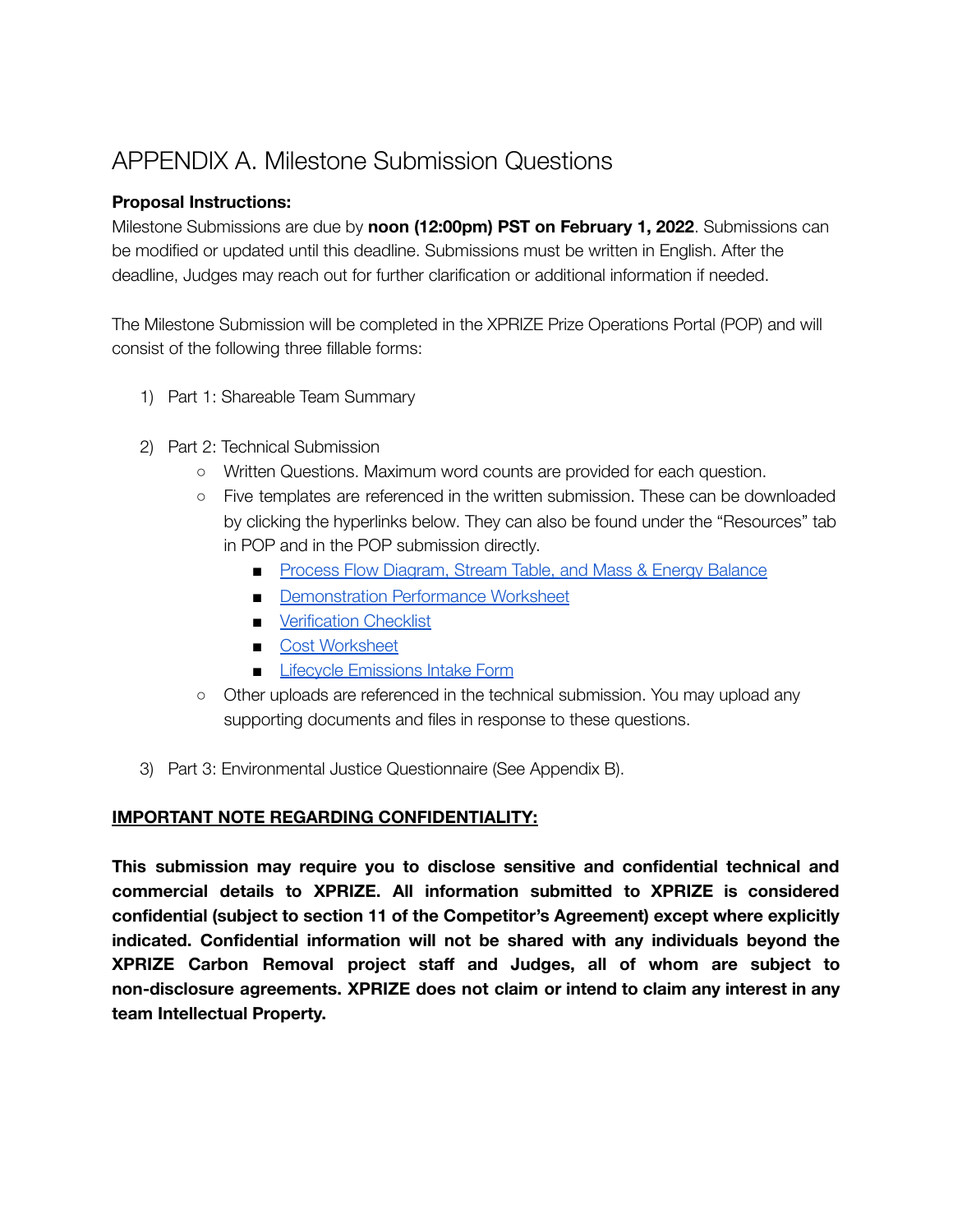# APPENDIX A. Milestone Submission Questions

**Proposal Instructions:**
Milestone Submissions are due by **noon (12:00pm) PST on February 1, 2022**. Submissions can be modified or updated until this deadline. Submissions must be written in English. After the deadline, Judges may reach out for further clarification or additional information if needed.

The Milestone Submission will be completed in the XPRIZE Prize Operations Portal (POP) and will consist of the following three fillable forms:

1) Part 1: Shareable Team Summary

2) Part 2: Technical Submission
   - Written Questions. Maximum word counts are provided for each question.
   - Five templates are referenced in the written submission. These can be downloaded by clicking the hyperlinks below. They can also be found under the "Resources" tab in POP and in the POP submission directly.
     - Process Flow Diagram, Stream Table, and Mass & Energy Balance
     - Demonstration Performance Worksheet
     - Verification Checklist
     - Cost Worksheet
     - Lifecycle Emissions Intake Form
   - Other uploads are referenced in the technical submission. You may upload any supporting documents and files in response to these questions.

3) Part 3: Environmental Justice Questionnaire (See Appendix B).

**IMPORTANT NOTE REGARDING CONFIDENTIALITY:**

**This submission may require you to disclose sensitive and confidential technical and commercial details to XPRIZE. All information submitted to XPRIZE is considered confidential (subject to section 11 of the Competitor's Agreement) except where explicitly indicated. Confidential information will not be shared with any individuals beyond the XPRIZE Carbon Removal project staff and Judges, all of whom are subject to non-disclosure agreements. XPRIZE does not claim or intend to claim any interest in any team Intellectual Property.**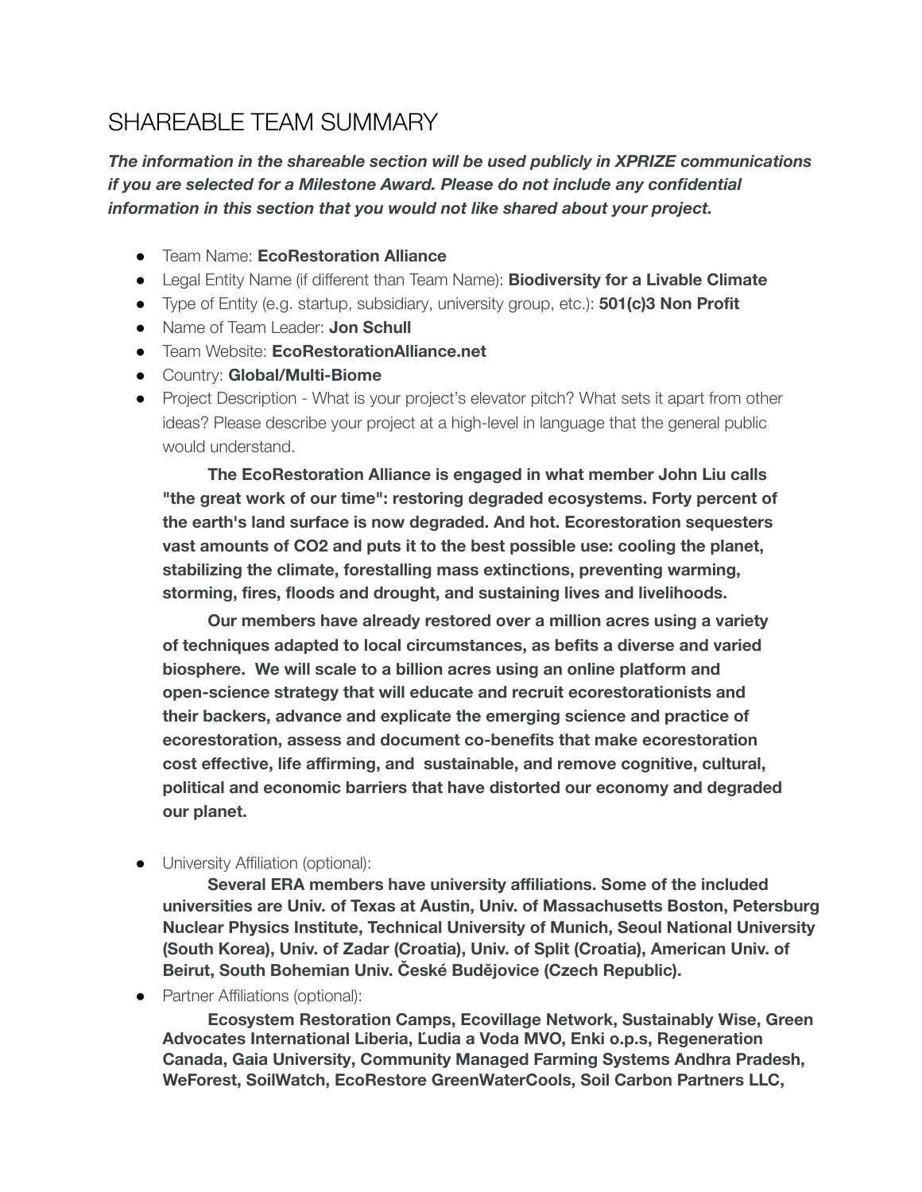# SHAREABLE TEAM SUMMARY

***The information in the shareable section will be used publicly in XPRIZE communications if you are selected for a Milestone Award. Please do not include any confidential information in this section that you would not like shared about your project.***

- Team Name: **EcoRestoration Alliance**
- Legal Entity Name (if different than Team Name): **Biodiversity for a Livable Climate**
- Type of Entity (e.g. startup, subsidiary, university group, etc.): **501(c)3 Non Profit**
- Name of Team Leader: **Jon Schull**
- Team Website: **EcoRestorationAlliance.net**
- Country: **Global/Multi-Biome**
- Project Description - What is your project's elevator pitch? What sets it apart from other ideas? Please describe your project at a high-level in language that the general public would understand.

  **The EcoRestoration Alliance is engaged in what member John Liu calls "the great work of our time": restoring degraded ecosystems. Forty percent of the earth's land surface is now degraded. And hot. Ecorestoration sequesters vast amounts of CO2 and puts it to the best possible use: cooling the planet, stabilizing the climate, forestalling mass extinctions, preventing warming, storming, fires, floods and drought, and sustaining lives and livelihoods.**

  **Our members have already restored over a million acres using a variety of techniques adapted to local circumstances, as befits a diverse and varied biosphere. We will scale to a billion acres using an online platform and open-science strategy that will educate and recruit ecorestorationists and their backers, advance and explicate the emerging science and practice of ecorestoration, assess and document co-benefits that make ecorestoration cost effective, life affirming, and sustainable, and remove cognitive, cultural, political and economic barriers that have distorted our economy and degraded our planet.**

- University Affiliation (optional):

  **Several ERA members have university affiliations. Some of the included universities are Univ. of Texas at Austin, Univ. of Massachusetts Boston, Petersburg Nuclear Physics Institute, Technical University of Munich, Seoul National University (South Korea), Univ. of Zadar (Croatia), Univ. of Split (Croatia), American Univ. of Beirut, South Bohemian Univ. České Budějovice (Czech Republic).**

- Partner Affiliations (optional):

  **Ecosystem Restoration Camps, Ecovillage Network, Sustainably Wise, Green Advocates International Liberia, Ľudia a Voda MVO, Enki o.p.s, Regeneration Canada, Gaia University, Community Managed Farming Systems Andhra Pradesh, WeForest, SoilWatch, EcoRestore GreenWaterCools, Soil Carbon Partners LLC,**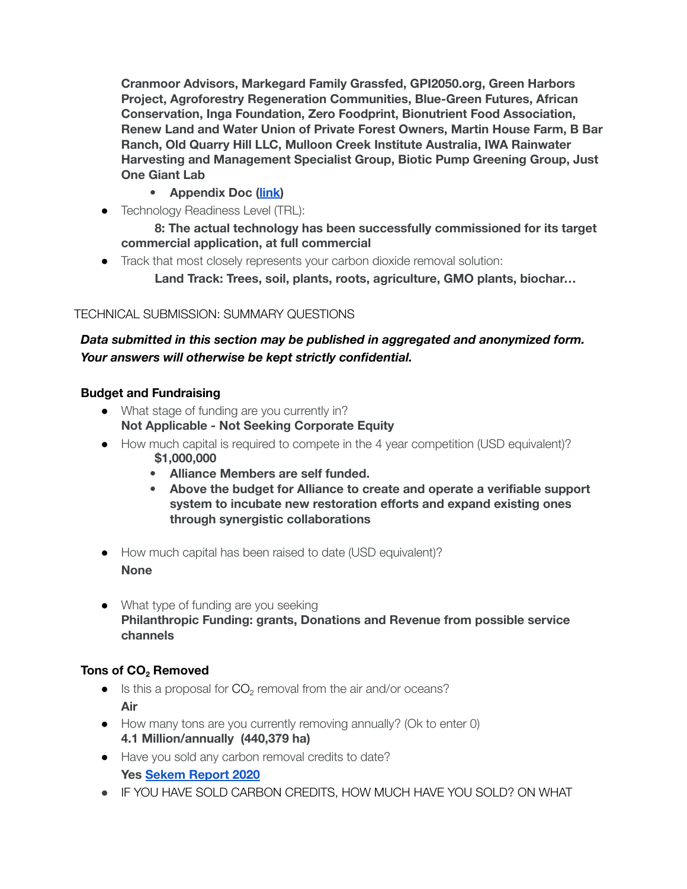**Cranmoor Advisors, Markegard Family Grassfed, GPI2050.org, Green Harbors Project, Agroforestry Regeneration Communities, Blue-Green Futures, African Conservation, Inga Foundation, Zero Foodprint, Bionutrient Food Association, Renew Land and Water Union of Private Forest Owners, Martin House Farm, B Bar Ranch, Old Quarry Hill LLC, Mulloon Creek Institute Australia, IWA Rainwater Harvesting and Management Specialist Group, Biotic Pump Greening Group, Just One Giant Lab**

- **Appendix Doc (link)**

- Technology Readiness Level (TRL):

  **8: The actual technology has been successfully commissioned for its target commercial application, at full commercial**

- Track that most closely represents your carbon dioxide removal solution:

  **Land Track: Trees, soil, plants, roots, agriculture, GMO plants, biochar…**

TECHNICAL SUBMISSION: SUMMARY QUESTIONS

***Data submitted in this section may be published in aggregated and anonymized form. Your answers will otherwise be kept strictly confidential.***

**Budget and Fundraising**

- What stage of funding are you currently in?
  **Not Applicable - Not Seeking Corporate Equity**
- How much capital is required to compete in the 4 year competition (USD equivalent)?
  **$1,000,000**
  - **Alliance Members are self funded.**
  - **Above the budget for Alliance to create and operate a verifiable support system to incubate new restoration efforts and expand existing ones through synergistic collaborations**

- How much capital has been raised to date (USD equivalent)?
  **None**

- What type of funding are you seeking
  **Philanthropic Funding: grants, Donations and Revenue from possible service channels**

**Tons of $CO_2$ Removed**

- Is this a proposal for $CO_2$ removal from the air and/or oceans?
  **Air**
- How many tons are you currently removing annually? (Ok to enter 0)
  **4.1 Million/annually (440,379 ha)**
- Have you sold any carbon removal credits to date?
  **Yes Sekem Report 2020**
- IF YOU HAVE SOLD CARBON CREDITS, HOW MUCH HAVE YOU SOLD? ON WHAT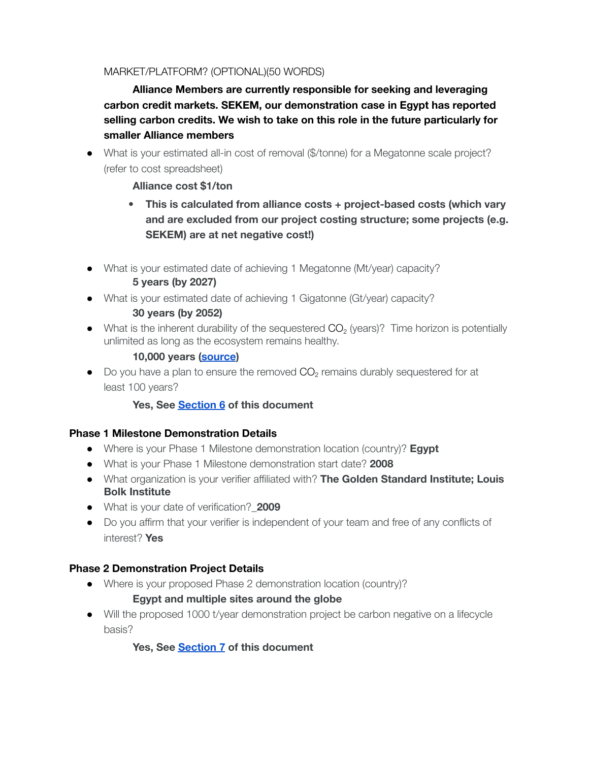MARKET/PLATFORM? (OPTIONAL)(50 WORDS)

**Alliance Members are currently responsible for seeking and leveraging carbon credit markets. SEKEM, our demonstration case in Egypt has reported selling carbon credits. We wish to take on this role in the future particularly for smaller Alliance members**

- What is your estimated all-in cost of removal ($/tonne) for a Megatonne scale project? (refer to cost spreadsheet)

  **Alliance cost $1/ton**

  - **This is calculated from alliance costs + project-based costs (which vary and are excluded from our project costing structure; some projects (e.g. SEKEM) are at net negative cost!)**

- What is your estimated date of achieving 1 Megatonne (Mt/year) capacity?

  **5 years (by 2027)**
- What is your estimated date of achieving 1 Gigatonne (Gt/year) capacity?

  **30 years (by 2052)**
- What is the inherent durability of the sequestered $CO_2$ (years)? Time horizon is potentially unlimited as long as the ecosystem remains healthy.

  **10,000 years (source)**
- Do you have a plan to ensure the removed $CO_2$ remains durably sequestered for at least 100 years?

  **Yes, See Section 6 of this document**

**Phase 1 Milestone Demonstration Details**

- Where is your Phase 1 Milestone demonstration location (country)? **Egypt**
- What is your Phase 1 Milestone demonstration start date? **2008**
- What organization is your verifier affiliated with? **The Golden Standard Institute; Louis Bolk Institute**
- What is your date of verification?_**2009**
- Do you affirm that your verifier is independent of your team and free of any conflicts of interest? **Yes**

**Phase 2 Demonstration Project Details**

- Where is your proposed Phase 2 demonstration location (country)?

  **Egypt and multiple sites around the globe**
- Will the proposed 1000 t/year demonstration project be carbon negative on a lifecycle basis?

  **Yes, See Section 7 of this document**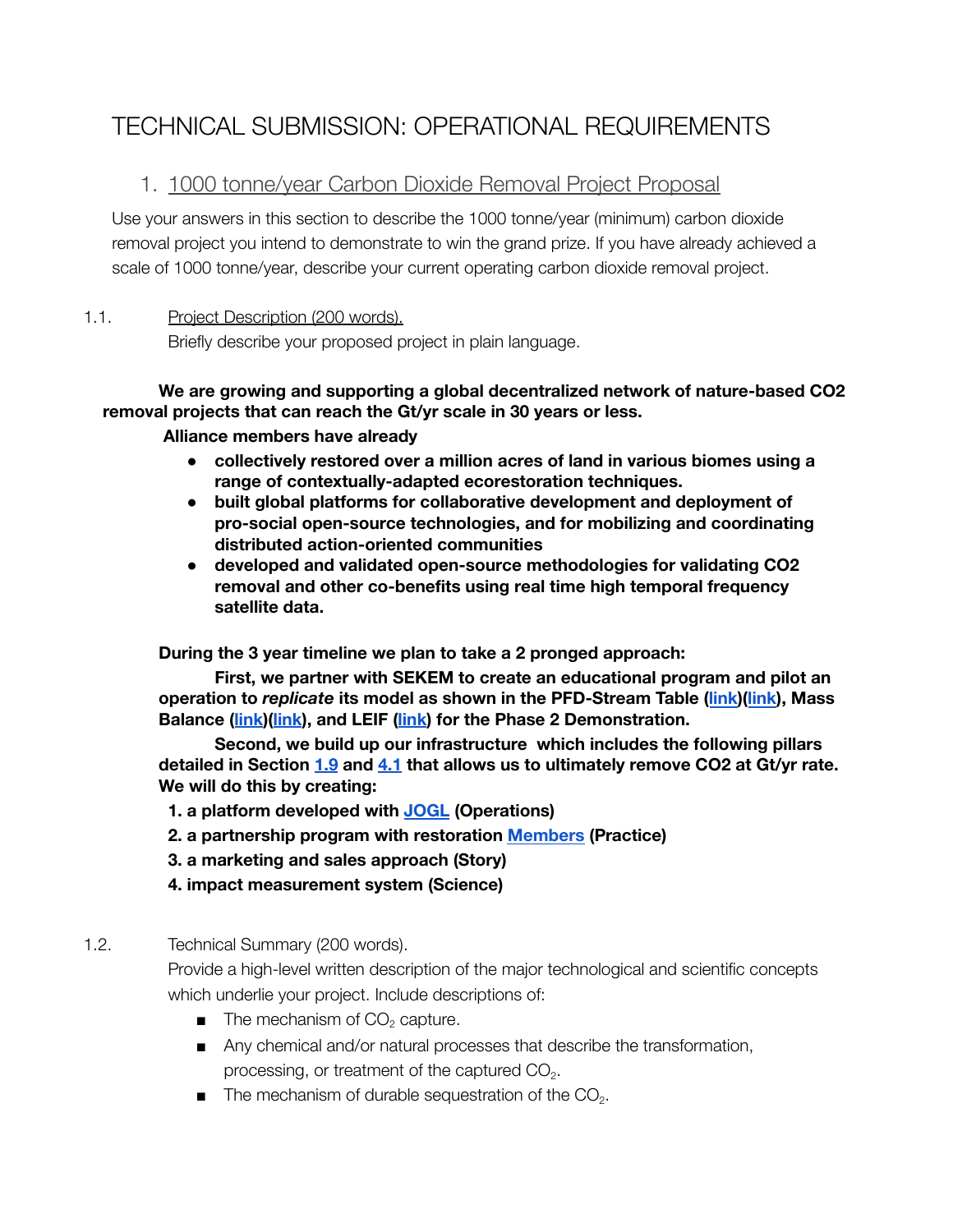# TECHNICAL SUBMISSION: OPERATIONAL REQUIREMENTS

## 1. 1000 tonne/year Carbon Dioxide Removal Project Proposal

Use your answers in this section to describe the 1000 tonne/year (minimum) carbon dioxide removal project you intend to demonstrate to win the grand prize. If you have already achieved a scale of 1000 tonne/year, describe your current operating carbon dioxide removal project.

### 1.1. Project Description (200 words).

Briefly describe your proposed project in plain language.

**We are growing and supporting a global decentralized network of nature-based CO2 removal projects that can reach the Gt/yr scale in 30 years or less.**

**Alliance members have already**

- **collectively restored over a million acres of land in various biomes using a range of contextually-adapted ecorestoration techniques.**
- **built global platforms for collaborative development and deployment of pro-social open-source technologies, and for mobilizing and coordinating distributed action-oriented communities**
- **developed and validated open-source methodologies for validating CO2 removal and other co-benefits using real time high temporal frequency satellite data.**

**During the 3 year timeline we plan to take a 2 pronged approach:**

**First, we partner with SEKEM to create an educational program and pilot an operation to *replicate* its model as shown in the PFD-Stream Table (link)(link), Mass Balance (link)(link), and LEIF (link) for the Phase 2 Demonstration.**

**Second, we build up our infrastructure which includes the following pillars detailed in Section 1.9 and 4.1 that allows us to ultimately remove CO2 at Gt/yr rate. We will do this by creating:**

1. **a platform developed with JOGL (Operations)**
2. **a partnership program with restoration Members (Practice)**
3. **a marketing and sales approach (Story)**
4. **impact measurement system (Science)**

### 1.2. Technical Summary (200 words).

Provide a high-level written description of the major technological and scientific concepts which underlie your project. Include descriptions of:

- The mechanism of $CO_2$ capture.
- Any chemical and/or natural processes that describe the transformation, processing, or treatment of the captured $CO_2$.
- The mechanism of durable sequestration of the $CO_2$.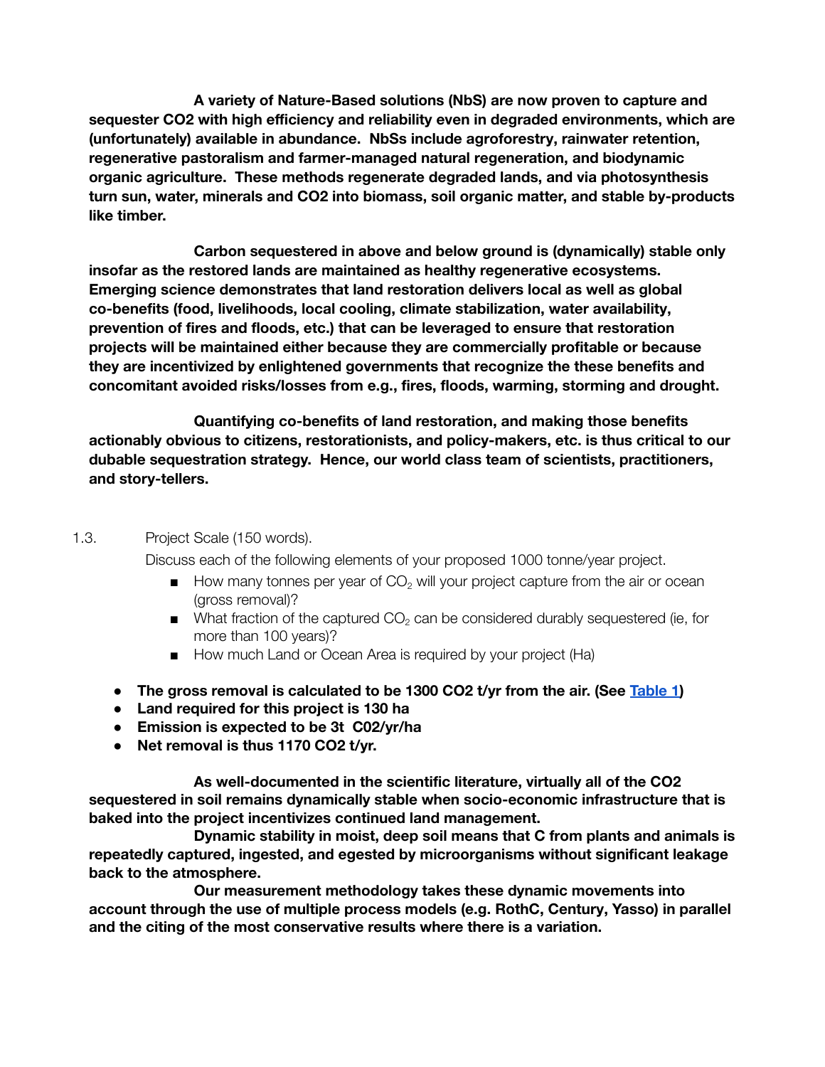**A variety of Nature-Based solutions (NbS) are now proven to capture and sequester CO2 with high efficiency and reliability even in degraded environments, which are (unfortunately) available in abundance. NbSs include agroforestry, rainwater retention, regenerative pastoralism and farmer-managed natural regeneration, and biodynamic organic agriculture. These methods regenerate degraded lands, and via photosynthesis turn sun, water, minerals and CO2 into biomass, soil organic matter, and stable by-products like timber.**

**Carbon sequestered in above and below ground is (dynamically) stable only insofar as the restored lands are maintained as healthy regenerative ecosystems. Emerging science demonstrates that land restoration delivers local as well as global co-benefits (food, livelihoods, local cooling, climate stabilization, water availability, prevention of fires and floods, etc.) that can be leveraged to ensure that restoration projects will be maintained either because they are commercially profitable or because they are incentivized by enlightened governments that recognize the these benefits and concomitant avoided risks/losses from e.g., fires, floods, warming, storming and drought.**

**Quantifying co-benefits of land restoration, and making those benefits actionably obvious to citizens, restorationists, and policy-makers, etc. is thus critical to our dubable sequestration strategy. Hence, our world class team of scientists, practitioners, and story-tellers.**

1.3. Project Scale (150 words).

Discuss each of the following elements of your proposed 1000 tonne/year project.

- How many tonnes per year of $CO_2$ will your project capture from the air or ocean (gross removal)?
- What fraction of the captured $CO_2$ can be considered durably sequestered (ie, for more than 100 years)?
- How much Land or Ocean Area is required by your project (Ha)

- **The gross removal is calculated to be 1300 CO2 t/yr from the air. (See Table 1)**
- **Land required for this project is 130 ha**
- **Emission is expected to be 3t C02/yr/ha**
- **Net removal is thus 1170 CO2 t/yr.**

**As well-documented in the scientific literature, virtually all of the CO2 sequestered in soil remains dynamically stable when socio-economic infrastructure that is baked into the project incentivizes continued land management.**

**Dynamic stability in moist, deep soil means that C from plants and animals is repeatedly captured, ingested, and egested by microorganisms without significant leakage back to the atmosphere.**

**Our measurement methodology takes these dynamic movements into account through the use of multiple process models (e.g. RothC, Century, Yasso) in parallel and the citing of the most conservative results where there is a variation.**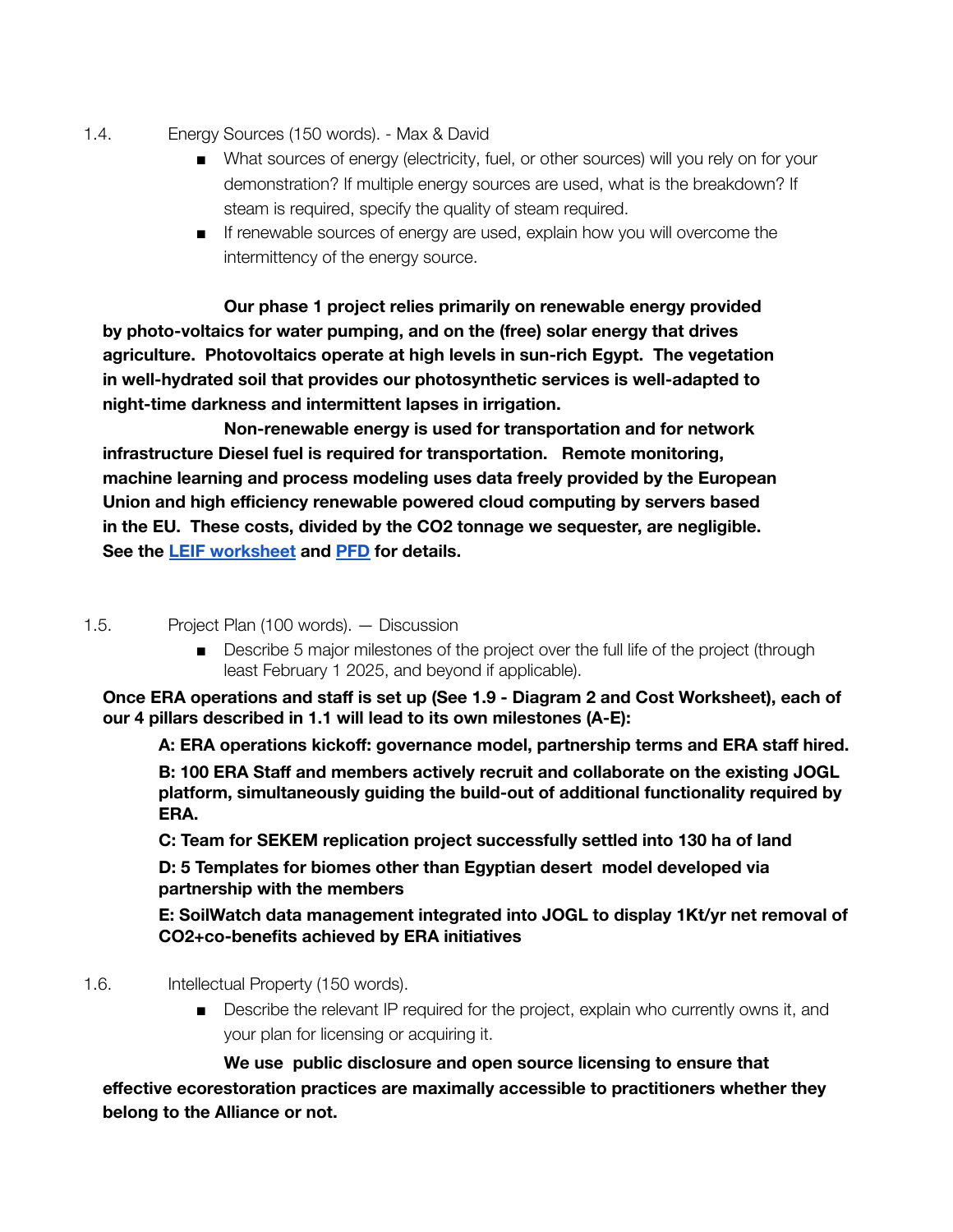1.4. Energy Sources (150 words). - Max & David

- What sources of energy (electricity, fuel, or other sources) will you rely on for your demonstration? If multiple energy sources are used, what is the breakdown? If steam is required, specify the quality of steam required.
- If renewable sources of energy are used, explain how you will overcome the intermittency of the energy source.

**Our phase 1 project relies primarily on renewable energy provided by photo-voltaics for water pumping, and on the (free) solar energy that drives agriculture. Photovoltaics operate at high levels in sun-rich Egypt. The vegetation in well-hydrated soil that provides our photosynthetic services is well-adapted to night-time darkness and intermittent lapses in irrigation.**

**Non-renewable energy is used for transportation and for network infrastructure Diesel fuel is required for transportation. Remote monitoring, machine learning and process modeling uses data freely provided by the European Union and high efficiency renewable powered cloud computing by servers based in the EU. These costs, divided by the CO2 tonnage we sequester, are negligible. See the [LEIF worksheet] and [PFD] for details.**

1.5. Project Plan (100 words). — Discussion

- Describe 5 major milestones of the project over the full life of the project (through least February 1 2025, and beyond if applicable).

**Once ERA operations and staff is set up (See 1.9 - Diagram 2 and Cost Worksheet), each of our 4 pillars described in 1.1 will lead to its own milestones (A-E):**

**A: ERA operations kickoff: governance model, partnership terms and ERA staff hired.**

**B: 100 ERA Staff and members actively recruit and collaborate on the existing JOGL platform, simultaneously guiding the build-out of additional functionality required by ERA.**

**C: Team for SEKEM replication project successfully settled into 130 ha of land**

**D: 5 Templates for biomes other than Egyptian desert model developed via partnership with the members**

**E: SoilWatch data management integrated into JOGL to display 1Kt/yr net removal of CO2+co-benefits achieved by ERA initiatives**

1.6. Intellectual Property (150 words).

- Describe the relevant IP required for the project, explain who currently owns it, and your plan for licensing or acquiring it.

**We use public disclosure and open source licensing to ensure that effective ecorestoration practices are maximally accessible to practitioners whether they belong to the Alliance or not.**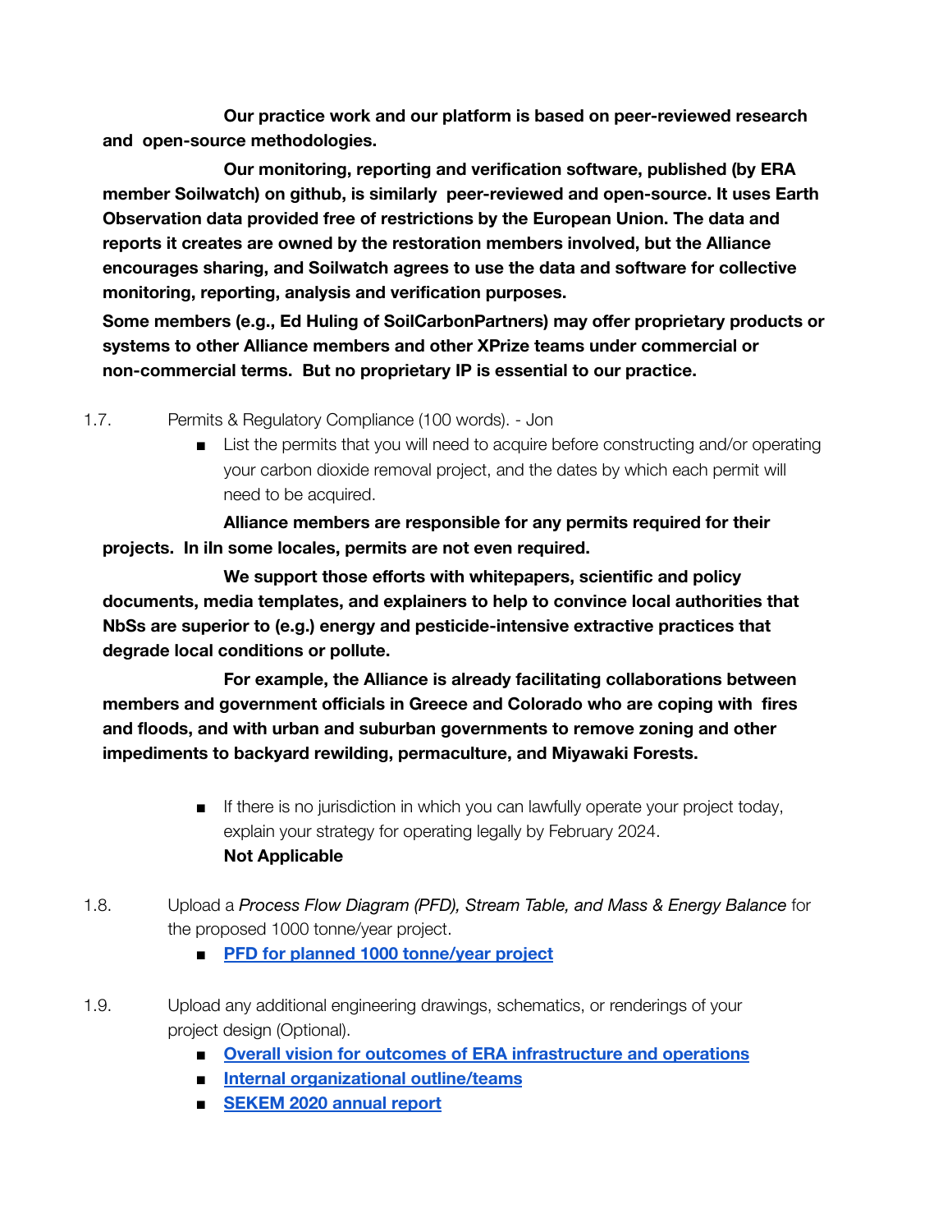**Our practice work and our platform is based on peer-reviewed research and open-source methodologies.**

**Our monitoring, reporting and verification software, published (by ERA member Soilwatch) on github, is similarly peer-reviewed and open-source. It uses Earth Observation data provided free of restrictions by the European Union. The data and reports it creates are owned by the restoration members involved, but the Alliance encourages sharing, and Soilwatch agrees to use the data and software for collective monitoring, reporting, analysis and verification purposes.**

**Some members (e.g., Ed Huling of SoilCarbonPartners) may offer proprietary products or systems to other Alliance members and other XPrize teams under commercial or non-commercial terms. But no proprietary IP is essential to our practice.**

1.7. Permits & Regulatory Compliance (100 words). - Jon

- List the permits that you will need to acquire before constructing and/or operating your carbon dioxide removal project, and the dates by which each permit will need to be acquired.

**Alliance members are responsible for any permits required for their projects. In iIn some locales, permits are not even required.**

**We support those efforts with whitepapers, scientific and policy documents, media templates, and explainers to help to convince local authorities that NbSs are superior to (e.g.) energy and pesticide-intensive extractive practices that degrade local conditions or pollute.**

**For example, the Alliance is already facilitating collaborations between members and government officials in Greece and Colorado who are coping with fires and floods, and with urban and suburban governments to remove zoning and other impediments to backyard rewilding, permaculture, and Miyawaki Forests.**

- If there is no jurisdiction in which you can lawfully operate your project today, explain your strategy for operating legally by February 2024.
  **Not Applicable**

1.8. Upload a *Process Flow Diagram (PFD), Stream Table, and Mass & Energy Balance* for the proposed 1000 tonne/year project.

- **PFD for planned 1000 tonne/year project**

1.9. Upload any additional engineering drawings, schematics, or renderings of your project design (Optional).

- **Overall vision for outcomes of ERA infrastructure and operations**
- **Internal organizational outline/teams**
- **SEKEM 2020 annual report**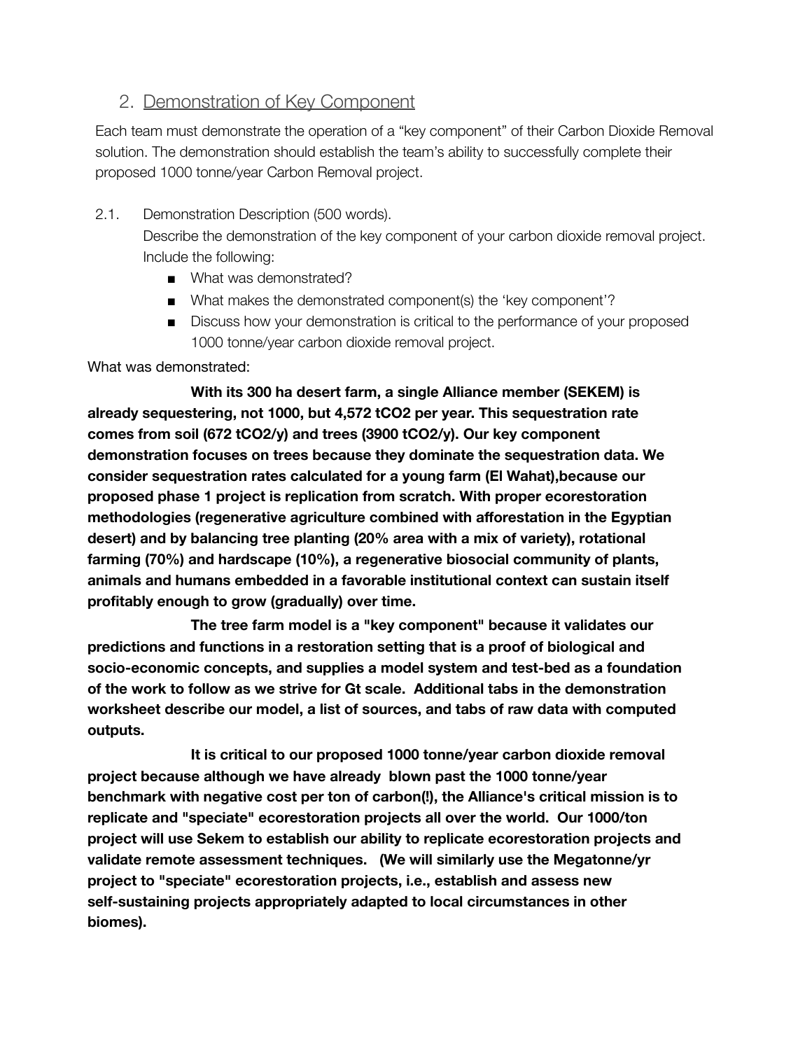## 2. Demonstration of Key Component

Each team must demonstrate the operation of a "key component" of their Carbon Dioxide Removal solution. The demonstration should establish the team's ability to successfully complete their proposed 1000 tonne/year Carbon Removal project.

2.1. Demonstration Description (500 words).
Describe the demonstration of the key component of your carbon dioxide removal project. Include the following:

- What was demonstrated?
- What makes the demonstrated component(s) the 'key component'?
- Discuss how your demonstration is critical to the performance of your proposed 1000 tonne/year carbon dioxide removal project.

What was demonstrated:

**With its 300 ha desert farm, a single Alliance member (SEKEM) is already sequestering, not 1000, but 4,572 $tCO_2$ per year. This sequestration rate comes from soil (672 $tCO_2$/y) and trees (3900 $tCO_2$/y). Our key component demonstration focuses on trees because they dominate the sequestration data. We consider sequestration rates calculated for a young farm (El Wahat),because our proposed phase 1 project is replication from scratch. With proper ecorestoration methodologies (regenerative agriculture combined with afforestation in the Egyptian desert) and by balancing tree planting (20% area with a mix of variety), rotational farming (70%) and hardscape (10%), a regenerative biosocial community of plants, animals and humans embedded in a favorable institutional context can sustain itself profitably enough to grow (gradually) over time.**

**The tree farm model is a "key component" because it validates our predictions and functions in a restoration setting that is a proof of biological and socio-economic concepts, and supplies a model system and test-bed as a foundation of the work to follow as we strive for Gt scale. Additional tabs in the demonstration worksheet describe our model, a list of sources, and tabs of raw data with computed outputs.**

**It is critical to our proposed 1000 tonne/year carbon dioxide removal project because although we have already blown past the 1000 tonne/year benchmark with negative cost per ton of carbon(!), the Alliance's critical mission is to replicate and "speciate" ecorestoration projects all over the world. Our 1000/ton project will use Sekem to establish our ability to replicate ecorestoration projects and validate remote assessment techniques. (We will similarly use the Megatonne/yr project to "speciate" ecorestoration projects, i.e., establish and assess new self-sustaining projects appropriately adapted to local circumstances in other biomes).**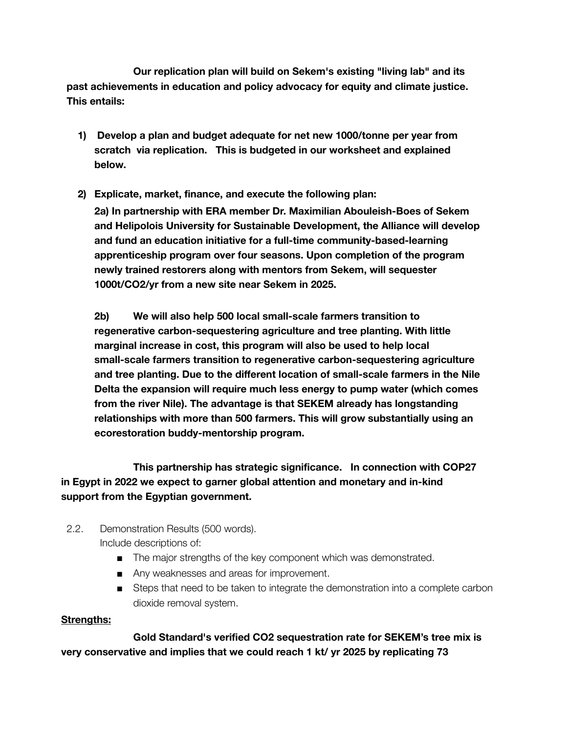**Our replication plan will build on Sekem's existing "living lab" and its past achievements in education and policy advocacy for equity and climate justice. This entails:**

1) **Develop a plan and budget adequate for net new 1000/tonne per year from scratch via replication. This is budgeted in our worksheet and explained below.**

2) **Explicate, market, finance, and execute the following plan:**

   **2a) In partnership with ERA member Dr. Maximilian Abouleish-Boes of Sekem and Helipolois University for Sustainable Development, the Alliance will develop and fund an education initiative for a full-time community-based-learning apprenticeship program over four seasons. Upon completion of the program newly trained restorers along with mentors from Sekem, will sequester 1000t/CO2/yr from a new site near Sekem in 2025.**

   **2b) We will also help 500 local small-scale farmers transition to regenerative carbon-sequestering agriculture and tree planting. With little marginal increase in cost, this program will also be used to help local small-scale farmers transition to regenerative carbon-sequestering agriculture and tree planting. Due to the different location of small-scale farmers in the Nile Delta the expansion will require much less energy to pump water (which comes from the river Nile). The advantage is that SEKEM already has longstanding relationships with more than 500 farmers. This will grow substantially using an ecorestoration buddy-mentorship program.**

**This partnership has strategic significance. In connection with COP27 in Egypt in 2022 we expect to garner global attention and monetary and in-kind support from the Egyptian government.**

2.2. Demonstration Results (500 words).
Include descriptions of:

- The major strengths of the key component which was demonstrated.
- Any weaknesses and areas for improvement.
- Steps that need to be taken to integrate the demonstration into a complete carbon dioxide removal system.

<u>**Strengths:**</u>

**Gold Standard's verified CO2 sequestration rate for SEKEM's tree mix is very conservative and implies that we could reach 1 kt/ yr 2025 by replicating 73**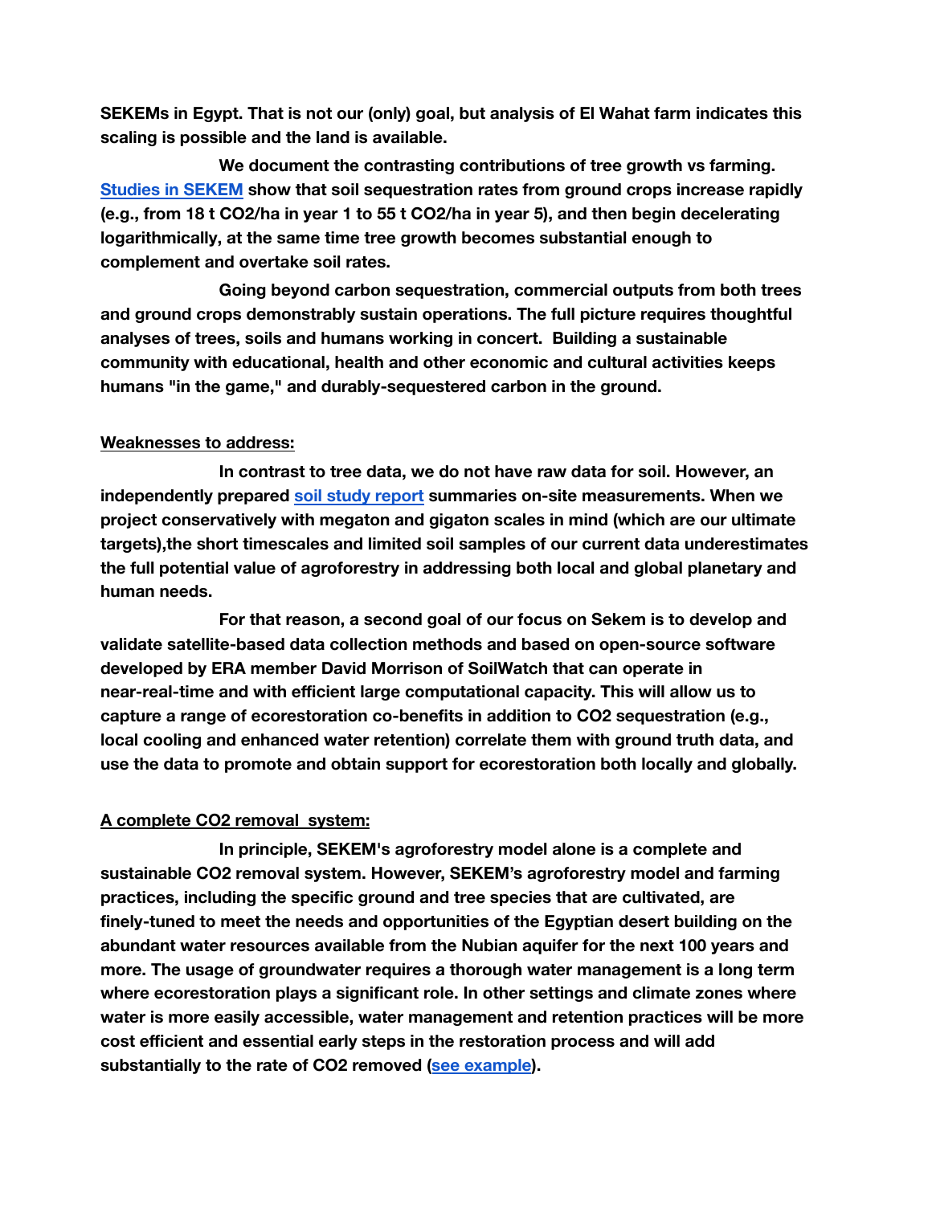**SEKEMs in Egypt. That is not our (only) goal, but analysis of El Wahat farm indicates this scaling is possible and the land is available.**

**We document the contrasting contributions of tree growth vs farming. [Studies in SEKEM] show that soil sequestration rates from ground crops increase rapidly (e.g., from 18 t $CO_2$/ha in year 1 to 55 t $CO_2$/ha in year 5), and then begin decelerating logarithmically, at the same time tree growth becomes substantial enough to complement and overtake soil rates.**

**Going beyond carbon sequestration, commercial outputs from both trees and ground crops demonstrably sustain operations. The full picture requires thoughtful analyses of trees, soils and humans working in concert. Building a sustainable community with educational, health and other economic and cultural activities keeps humans "in the game," and durably-sequestered carbon in the ground.**

**Weaknesses to address:**

**In contrast to tree data, we do not have raw data for soil. However, an independently prepared [soil study report] summaries on-site measurements. When we project conservatively with megaton and gigaton scales in mind (which are our ultimate targets),the short timescales and limited soil samples of our current data underestimates the full potential value of agroforestry in addressing both local and global planetary and human needs.**

**For that reason, a second goal of our focus on Sekem is to develop and validate satellite-based data collection methods and based on open-source software developed by ERA member David Morrison of SoilWatch that can operate in near-real-time and with efficient large computational capacity. This will allow us to capture a range of ecorestoration co-benefits in addition to $CO_2$ sequestration (e.g., local cooling and enhanced water retention) correlate them with ground truth data, and use the data to promote and obtain support for ecorestoration both locally and globally.**

**A complete $CO_2$ removal system:**

**In principle, SEKEM's agroforestry model alone is a complete and sustainable $CO_2$ removal system. However, SEKEM's agroforestry model and farming practices, including the specific ground and tree species that are cultivated, are finely-tuned to meet the needs and opportunities of the Egyptian desert building on the abundant water resources available from the Nubian aquifer for the next 100 years and more. The usage of groundwater requires a thorough water management is a long term where ecorestoration plays a significant role. In other settings and climate zones where water is more easily accessible, water management and retention practices will be more cost efficient and essential early steps in the restoration process and will add substantially to the rate of $CO_2$ removed ([see example]).**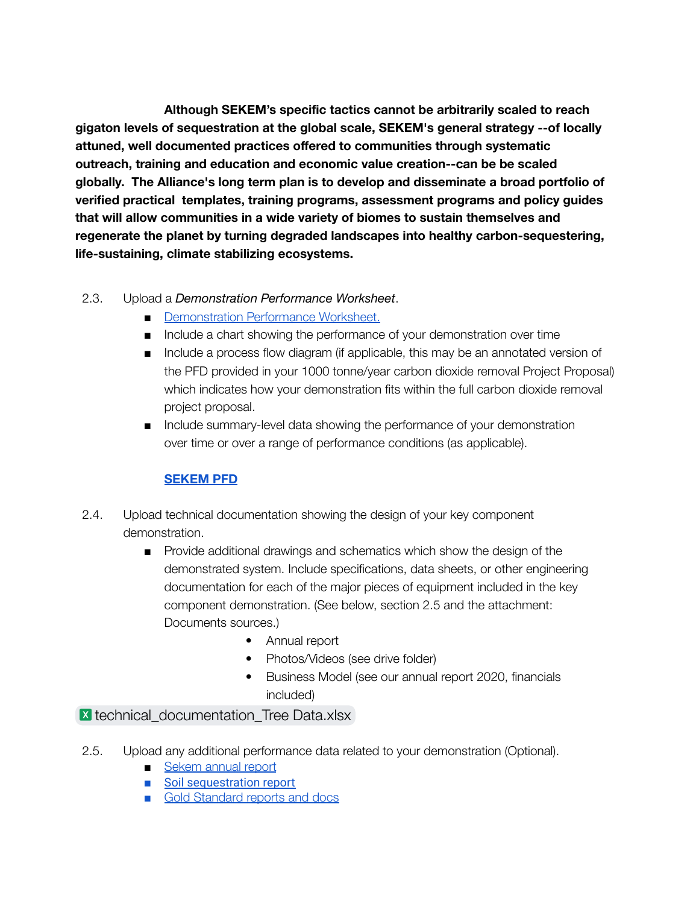**Although SEKEM's specific tactics cannot be arbitrarily scaled to reach gigaton levels of sequestration at the global scale, SEKEM's general strategy --of locally attuned, well documented practices offered to communities through systematic outreach, training and education and economic value creation--can be be scaled globally. The Alliance's long term plan is to develop and disseminate a broad portfolio of verified practical templates, training programs, assessment programs and policy guides that will allow communities in a wide variety of biomes to sustain themselves and regenerate the planet by turning degraded landscapes into healthy carbon-sequestering, life-sustaining, climate stabilizing ecosystems.**

2.3. Upload a *Demonstration Performance Worksheet*.

- Demonstration Performance Worksheet.
- Include a chart showing the performance of your demonstration over time
- Include a process flow diagram (if applicable, this may be an annotated version of the PFD provided in your 1000 tonne/year carbon dioxide removal Project Proposal) which indicates how your demonstration fits within the full carbon dioxide removal project proposal.
- Include summary-level data showing the performance of your demonstration over time or over a range of performance conditions (as applicable).

**SEKEM PFD**

2.4. Upload technical documentation showing the design of your key component demonstration.

- Provide additional drawings and schematics which show the design of the demonstrated system. Include specifications, data sheets, or other engineering documentation for each of the major pieces of equipment included in the key component demonstration. (See below, section 2.5 and the attachment: Documents sources.)
    - Annual report
    - Photos/Videos (see drive folder)
    - Business Model (see our annual report 2020, financials included)

technical_documentation_Tree Data.xlsx

2.5. Upload any additional performance data related to your demonstration (Optional).

- Sekem annual report
- Soil sequestration report
- Gold Standard reports and docs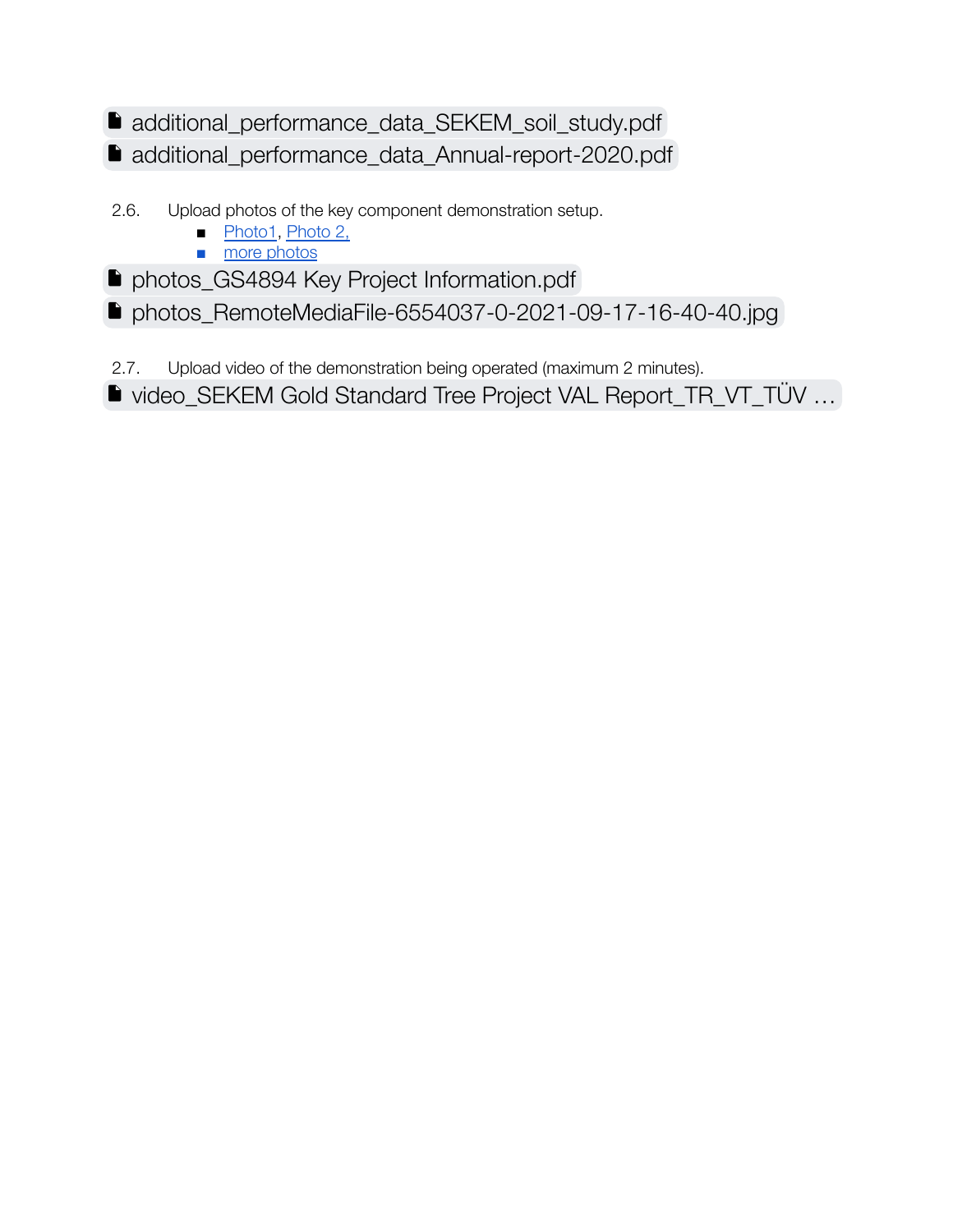- additional_performance_data_SEKEM_soil_study.pdf
- additional_performance_data_Annual-report-2020.pdf

2.6. Upload photos of the key component demonstration setup.

- Photo1, Photo 2,
- more photos

- photos_GS4894 Key Project Information.pdf
- photos_RemoteMediaFile-6554037-0-2021-09-17-16-40-40.jpg

2.7. Upload video of the demonstration being operated (maximum 2 minutes).

- video_SEKEM Gold Standard Tree Project VAL Report_TR_VT_TÜV …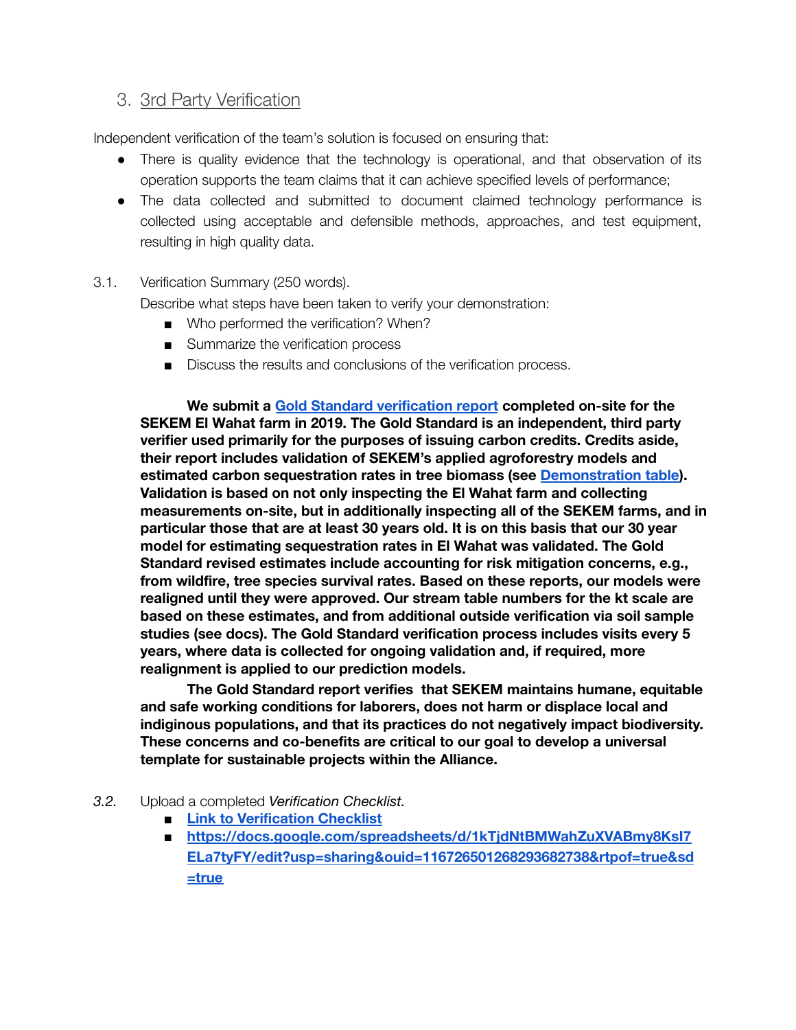## 3. 3rd Party Verification

Independent verification of the team's solution is focused on ensuring that:

- There is quality evidence that the technology is operational, and that observation of its operation supports the team claims that it can achieve specified levels of performance;
- The data collected and submitted to document claimed technology performance is collected using acceptable and defensible methods, approaches, and test equipment, resulting in high quality data.

3.1. Verification Summary (250 words).

Describe what steps have been taken to verify your demonstration:

- Who performed the verification? When?
- Summarize the verification process
- Discuss the results and conclusions of the verification process.

**We submit a Gold Standard verification report completed on-site for the SEKEM El Wahat farm in 2019. The Gold Standard is an independent, third party verifier used primarily for the purposes of issuing carbon credits. Credits aside, their report includes validation of SEKEM's applied agroforestry models and estimated carbon sequestration rates in tree biomass (see Demonstration table). Validation is based on not only inspecting the El Wahat farm and collecting measurements on-site, but in additionally inspecting all of the SEKEM farms, and in particular those that are at least 30 years old. It is on this basis that our 30 year model for estimating sequestration rates in El Wahat was validated. The Gold Standard revised estimates include accounting for risk mitigation concerns, e.g., from wildfire, tree species survival rates. Based on these reports, our models were realigned until they were approved. Our stream table numbers for the kt scale are based on these estimates, and from additional outside verification via soil sample studies (see docs). The Gold Standard verification process includes visits every 5 years, where data is collected for ongoing validation and, if required, more realignment is applied to our prediction models.**

**The Gold Standard report verifies that SEKEM maintains humane, equitable and safe working conditions for laborers, does not harm or displace local and indiginous populations, and that its practices do not negatively impact biodiversity. These concerns and co-benefits are critical to our goal to develop a universal template for sustainable projects within the Alliance.**

*3.2.* Upload a completed *Verification Checklist.*

- **Link to Verification Checklist**
- **https://docs.google.com/spreadsheets/d/1kTjdNtBMWahZuXVABmy8KsI7ELa7tyFY/edit?usp=sharing&ouid=116726501268293682738&rtpof=true&sd=true**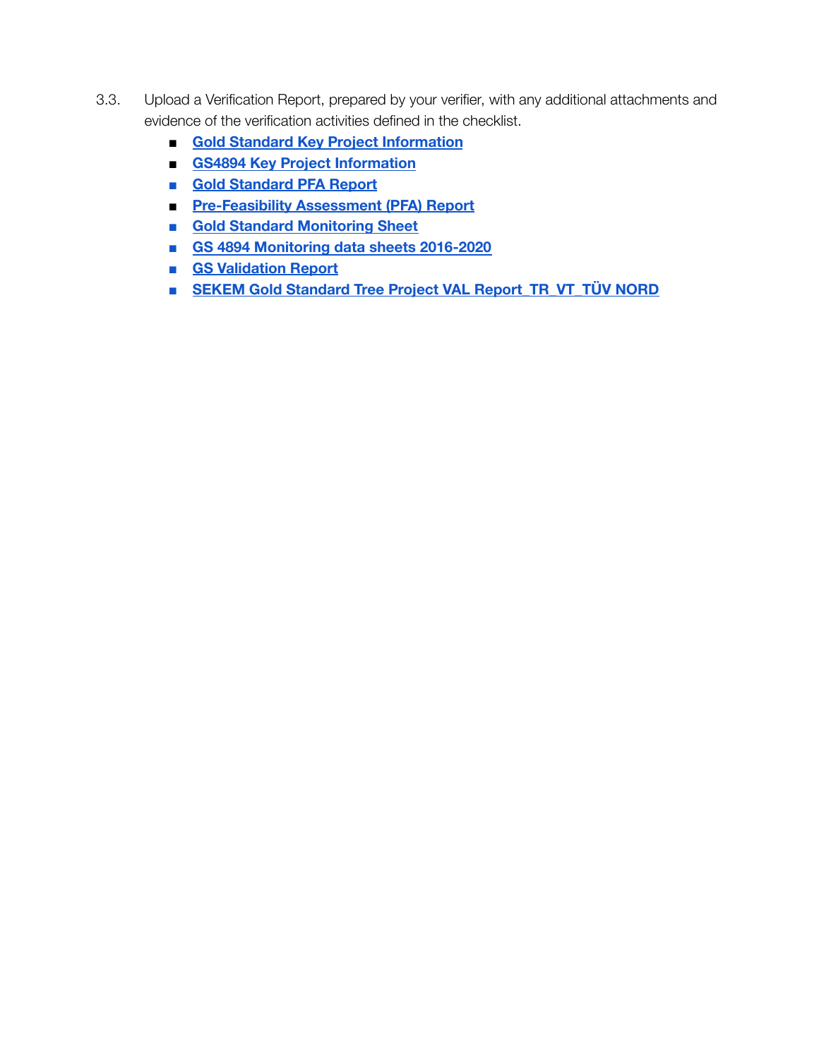3.3. Upload a Verification Report, prepared by your verifier, with any additional attachments and evidence of the verification activities defined in the checklist.

- **Gold Standard Key Project Information**
- **GS4894 Key Project Information**
- **Gold Standard PFA Report**
- **Pre-Feasibility Assessment (PFA) Report**
- **Gold Standard Monitoring Sheet**
- **GS 4894 Monitoring data sheets 2016-2020**
- **GS Validation Report**
- **SEKEM Gold Standard Tree Project VAL Report_TR_VT_TÜV NORD**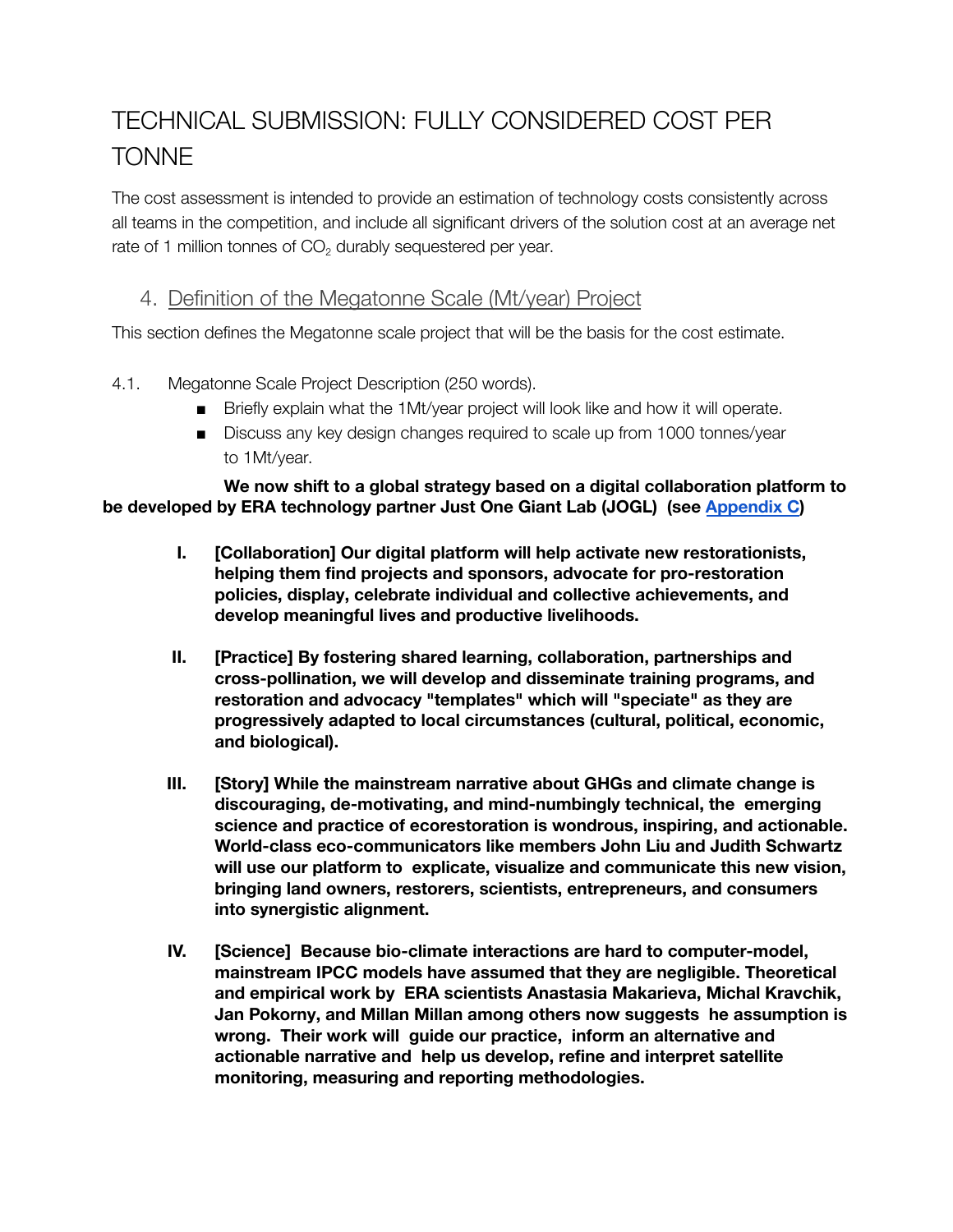# TECHNICAL SUBMISSION: FULLY CONSIDERED COST PER TONNE

The cost assessment is intended to provide an estimation of technology costs consistently across all teams in the competition, and include all significant drivers of the solution cost at an average net rate of 1 million tonnes of $CO_2$ durably sequestered per year.

## 4. Definition of the Megatonne Scale (Mt/year) Project

This section defines the Megatonne scale project that will be the basis for the cost estimate.

4.1. Megatonne Scale Project Description (250 words).

- Briefly explain what the 1Mt/year project will look like and how it will operate.
- Discuss any key design changes required to scale up from 1000 tonnes/year to 1Mt/year.

**We now shift to a global strategy based on a digital collaboration platform to be developed by ERA technology partner Just One Giant Lab (JOGL) (see Appendix C)**

I. **[Collaboration] Our digital platform will help activate new restorationists, helping them find projects and sponsors, advocate for pro-restoration policies, display, celebrate individual and collective achievements, and develop meaningful lives and productive livelihoods.**

II. **[Practice] By fostering shared learning, collaboration, partnerships and cross-pollination, we will develop and disseminate training programs, and restoration and advocacy "templates" which will "speciate" as they are progressively adapted to local circumstances (cultural, political, economic, and biological).**

III. **[Story] While the mainstream narrative about GHGs and climate change is discouraging, de-motivating, and mind-numbingly technical, the emerging science and practice of ecorestoration is wondrous, inspiring, and actionable. World-class eco-communicators like members John Liu and Judith Schwartz will use our platform to explicate, visualize and communicate this new vision, bringing land owners, restorers, scientists, entrepreneurs, and consumers into synergistic alignment.**

IV. **[Science] Because bio-climate interactions are hard to computer-model, mainstream IPCC models have assumed that they are negligible. Theoretical and empirical work by ERA scientists Anastasia Makarieva, Michal Kravchik, Jan Pokorny, and Millan Millan among others now suggests he assumption is wrong. Their work will guide our practice, inform an alternative and actionable narrative and help us develop, refine and interpret satellite monitoring, measuring and reporting methodologies.**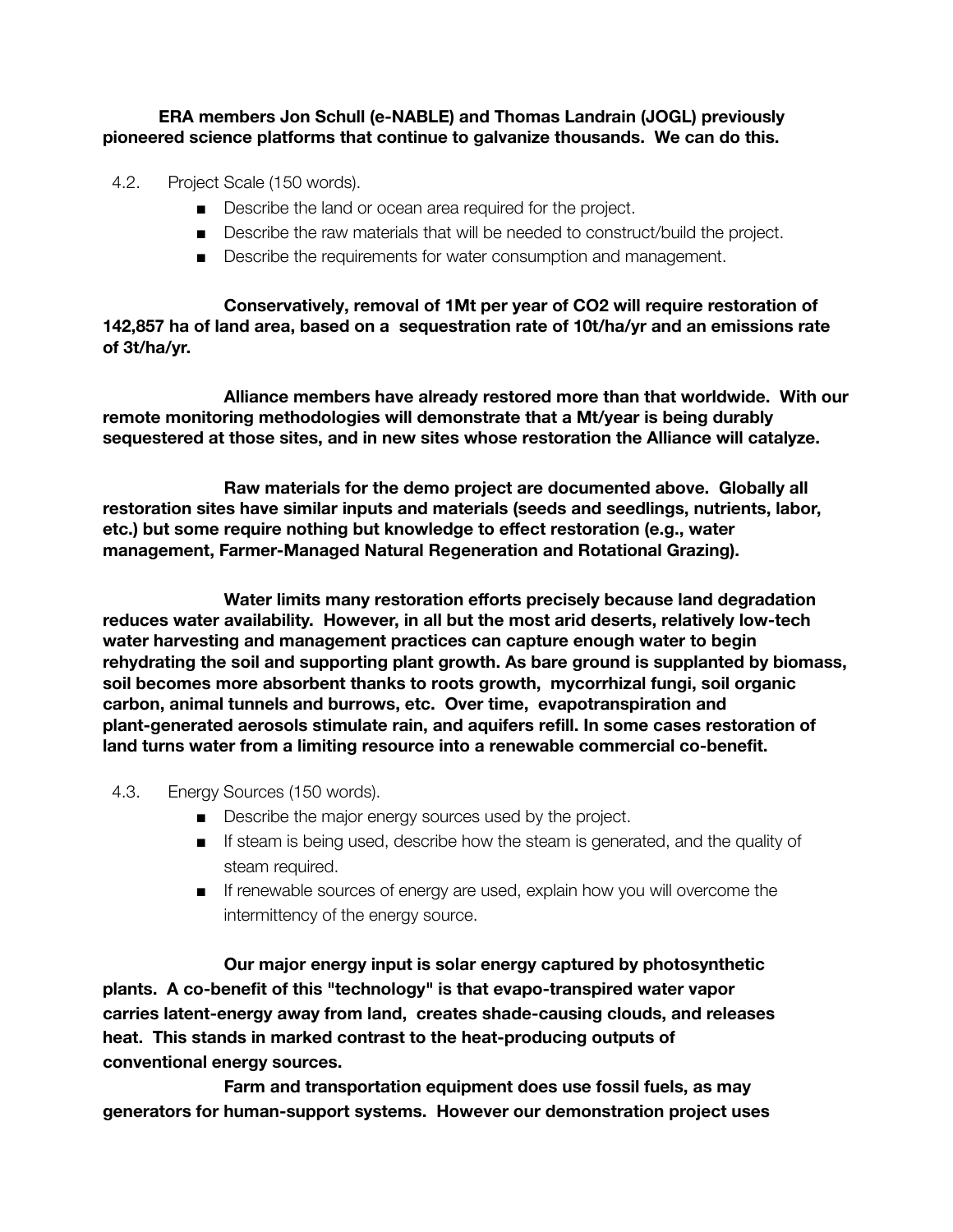**ERA members Jon Schull (e-NABLE) and Thomas Landrain (JOGL) previously pioneered science platforms that continue to galvanize thousands. We can do this.**

4.2. Project Scale (150 words).

- Describe the land or ocean area required for the project.
- Describe the raw materials that will be needed to construct/build the project.
- Describe the requirements for water consumption and management.

**Conservatively, removal of 1Mt per year of $CO_2$ will require restoration of 142,857 ha of land area, based on a sequestration rate of 10t/ha/yr and an emissions rate of 3t/ha/yr.**

**Alliance members have already restored more than that worldwide. With our remote monitoring methodologies will demonstrate that a Mt/year is being durably sequestered at those sites, and in new sites whose restoration the Alliance will catalyze.**

**Raw materials for the demo project are documented above. Globally all restoration sites have similar inputs and materials (seeds and seedlings, nutrients, labor, etc.) but some require nothing but knowledge to effect restoration (e.g., water management, Farmer-Managed Natural Regeneration and Rotational Grazing).**

**Water limits many restoration efforts precisely because land degradation reduces water availability. However, in all but the most arid deserts, relatively low-tech water harvesting and management practices can capture enough water to begin rehydrating the soil and supporting plant growth. As bare ground is supplanted by biomass, soil becomes more absorbent thanks to roots growth, mycorrhizal fungi, soil organic carbon, animal tunnels and burrows, etc. Over time, evapotranspiration and plant-generated aerosols stimulate rain, and aquifers refill. In some cases restoration of land turns water from a limiting resource into a renewable commercial co-benefit.**

4.3. Energy Sources (150 words).

- Describe the major energy sources used by the project.
- If steam is being used, describe how the steam is generated, and the quality of steam required.
- If renewable sources of energy are used, explain how you will overcome the intermittency of the energy source.

**Our major energy input is solar energy captured by photosynthetic plants. A co-benefit of this "technology" is that evapo-transpired water vapor carries latent-energy away from land, creates shade-causing clouds, and releases heat. This stands in marked contrast to the heat-producing outputs of conventional energy sources.**

**Farm and transportation equipment does use fossil fuels, as may generators for human-support systems. However our demonstration project uses**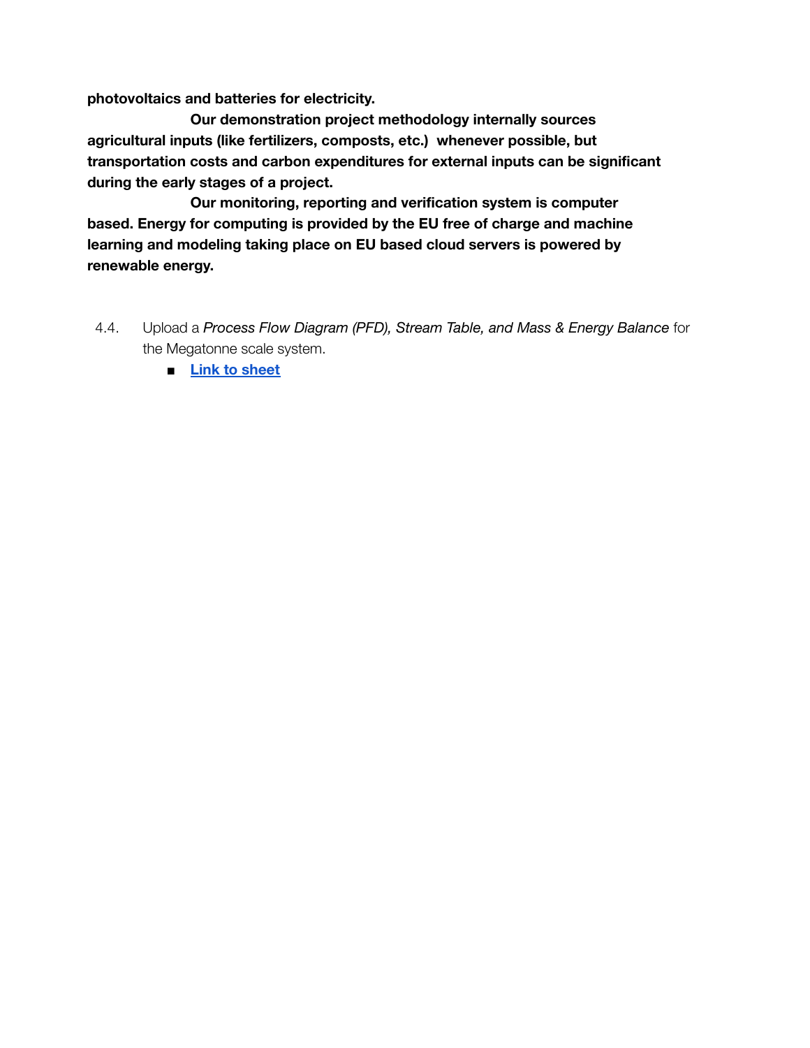**photovoltaics and batteries for electricity.**

**Our demonstration project methodology internally sources agricultural inputs (like fertilizers, composts, etc.) whenever possible, but transportation costs and carbon expenditures for external inputs can be significant during the early stages of a project.**

**Our monitoring, reporting and verification system is computer based. Energy for computing is provided by the EU free of charge and machine learning and modeling taking place on EU based cloud servers is powered by renewable energy.**

4.4. Upload a *Process Flow Diagram (PFD), Stream Table, and Mass & Energy Balance* for the Megatonne scale system.

- **Link to sheet**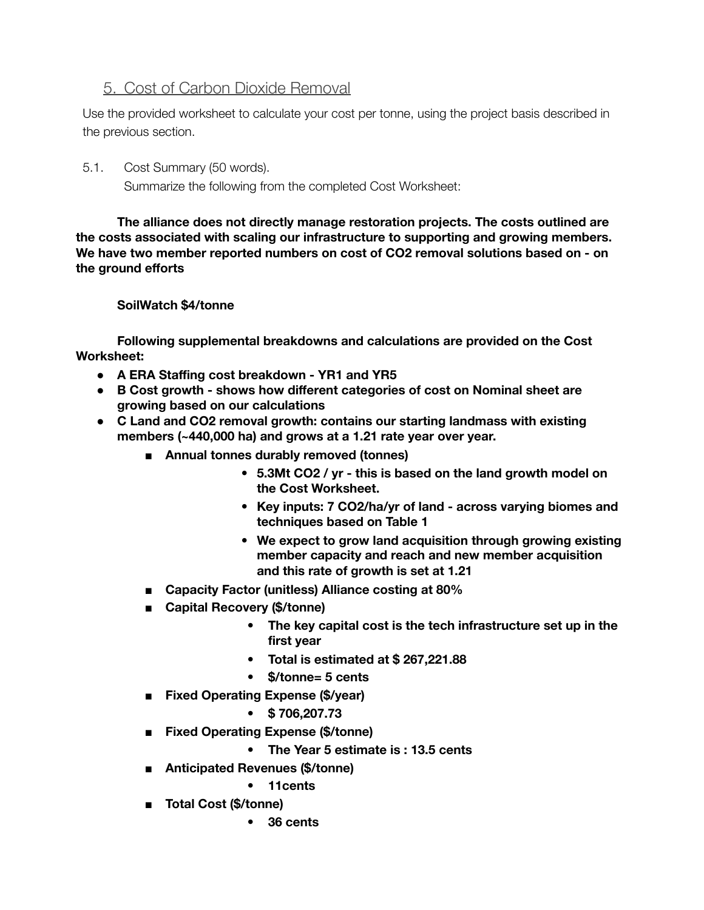## 5. Cost of Carbon Dioxide Removal

Use the provided worksheet to calculate your cost per tonne, using the project basis described in the previous section.

5.1. Cost Summary (50 words).

Summarize the following from the completed Cost Worksheet:

**The alliance does not directly manage restoration projects. The costs outlined are the costs associated with scaling our infrastructure to supporting and growing members. We have two member reported numbers on cost of CO2 removal solutions based on - on the ground efforts**

**SoilWatch $4/tonne**

**Following supplemental breakdowns and calculations are provided on the Cost Worksheet:**

- **A ERA Staffing cost breakdown - YR1 and YR5**
- **B Cost growth - shows how different categories of cost on Nominal sheet are growing based on our calculations**
- **C Land and CO2 removal growth: contains our starting landmass with existing members (~440,000 ha) and grows at a 1.21 rate year over year.**
  - **Annual tonnes durably removed (tonnes)**
    - **5.3Mt CO2 / yr - this is based on the land growth model on the Cost Worksheet.**
    - **Key inputs: 7 CO2/ha/yr of land - across varying biomes and techniques based on Table 1**
    - **We expect to grow land acquisition through growing existing member capacity and reach and new member acquisition and this rate of growth is set at 1.21**
  - **Capacity Factor (unitless) Alliance costing at 80%**
  - **Capital Recovery ($/tonne)**
    - **The key capital cost is the tech infrastructure set up in the first year**
    - **Total is estimated at $ 267,221.88**
    - **$/tonne= 5 cents**
  - **Fixed Operating Expense ($/year)**
    - **$ 706,207.73**
  - **Fixed Operating Expense ($/tonne)**
    - **The Year 5 estimate is : 13.5 cents**
  - **Anticipated Revenues ($/tonne)**
    - **11cents**
  - **Total Cost ($/tonne)**
    - **36 cents**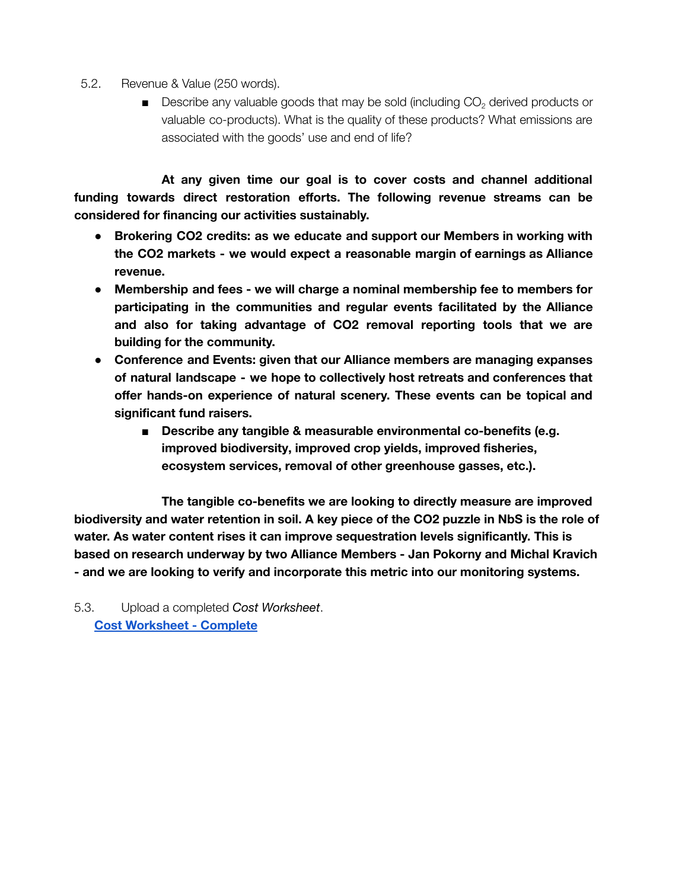5.2. Revenue & Value (250 words).

- Describe any valuable goods that may be sold (including $CO_2$ derived products or valuable co-products). What is the quality of these products? What emissions are associated with the goods' use and end of life?

**At any given time our goal is to cover costs and channel additional funding towards direct restoration efforts. The following revenue streams can be considered for financing our activities sustainably.**

- **Brokering CO2 credits: as we educate and support our Members in working with the CO2 markets - we would expect a reasonable margin of earnings as Alliance revenue.**
- **Membership and fees - we will charge a nominal membership fee to members for participating in the communities and regular events facilitated by the Alliance and also for taking advantage of CO2 removal reporting tools that we are building for the community.**
- **Conference and Events: given that our Alliance members are managing expanses of natural landscape - we hope to collectively host retreats and conferences that offer hands-on experience of natural scenery. These events can be topical and significant fund raisers.**
  - **Describe any tangible & measurable environmental co-benefits (e.g. improved biodiversity, improved crop yields, improved fisheries, ecosystem services, removal of other greenhouse gasses, etc.).**

**The tangible co-benefits we are looking to directly measure are improved biodiversity and water retention in soil. A key piece of the CO2 puzzle in NbS is the role of water. As water content rises it can improve sequestration levels significantly. This is based on research underway by two Alliance Members - Jan Pokorny and Michal Kravich - and we are looking to verify and incorporate this metric into our monitoring systems.**

5.3. Upload a completed *Cost Worksheet*.

**Cost Worksheet - Complete**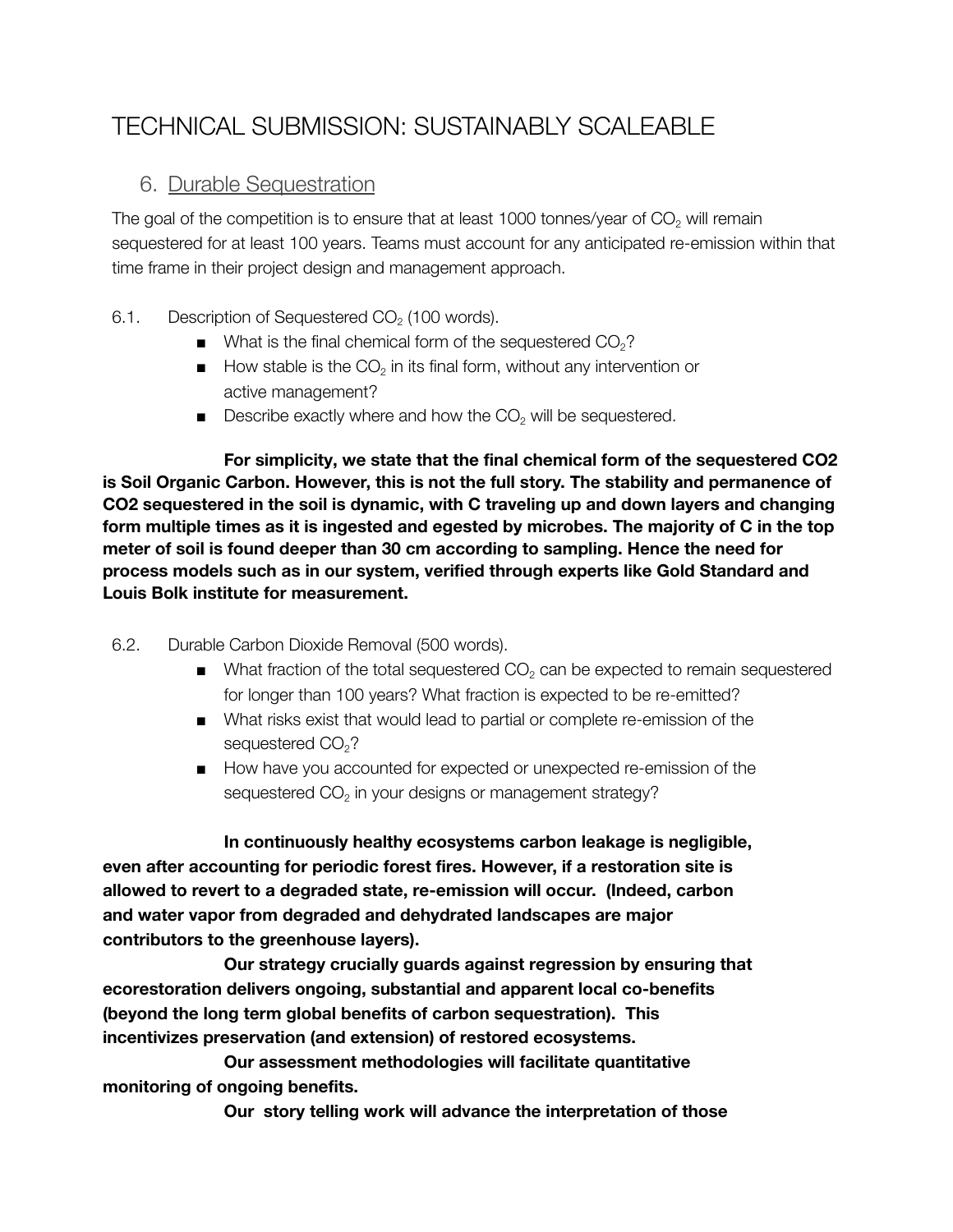# TECHNICAL SUBMISSION: SUSTAINABLY SCALEABLE

## 6. Durable Sequestration

The goal of the competition is to ensure that at least 1000 tonnes/year of $CO_2$ will remain sequestered for at least 100 years. Teams must account for any anticipated re-emission within that time frame in their project design and management approach.

6.1. Description of Sequestered $CO_2$ (100 words).

- What is the final chemical form of the sequestered $CO_2$?
- How stable is the $CO_2$ in its final form, without any intervention or active management?
- Describe exactly where and how the $CO_2$ will be sequestered.

**For simplicity, we state that the final chemical form of the sequestered CO2 is Soil Organic Carbon. However, this is not the full story. The stability and permanence of CO2 sequestered in the soil is dynamic, with C traveling up and down layers and changing form multiple times as it is ingested and egested by microbes. The majority of C in the top meter of soil is found deeper than 30 cm according to sampling. Hence the need for process models such as in our system, verified through experts like Gold Standard and Louis Bolk institute for measurement.**

6.2. Durable Carbon Dioxide Removal (500 words).

- What fraction of the total sequestered $CO_2$ can be expected to remain sequestered for longer than 100 years? What fraction is expected to be re-emitted?
- What risks exist that would lead to partial or complete re-emission of the sequestered $CO_2$?
- How have you accounted for expected or unexpected re-emission of the sequestered $CO_2$ in your designs or management strategy?

**In continuously healthy ecosystems carbon leakage is negligible, even after accounting for periodic forest fires. However, if a restoration site is allowed to revert to a degraded state, re-emission will occur. (Indeed, carbon and water vapor from degraded and dehydrated landscapes are major contributors to the greenhouse layers).**

**Our strategy crucially guards against regression by ensuring that ecorestoration delivers ongoing, substantial and apparent local co-benefits (beyond the long term global benefits of carbon sequestration). This incentivizes preservation (and extension) of restored ecosystems.**

**Our assessment methodologies will facilitate quantitative monitoring of ongoing benefits.**

**Our story telling work will advance the interpretation of those**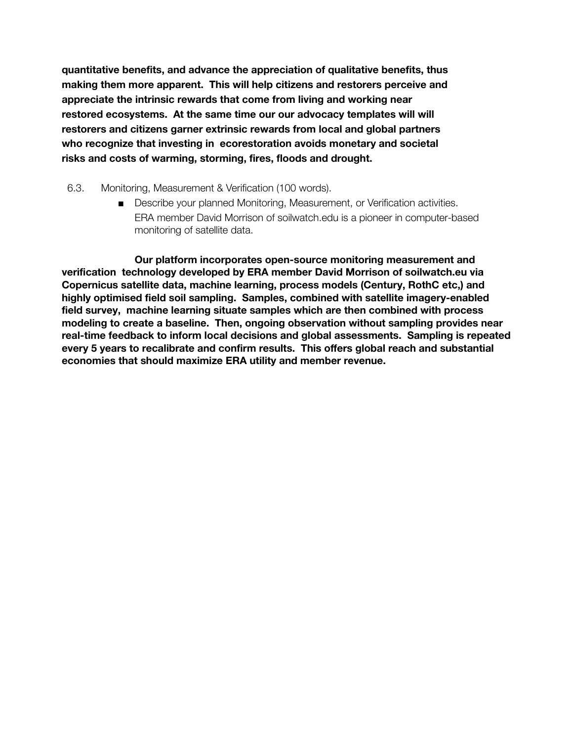**quantitative benefits, and advance the appreciation of qualitative benefits, thus making them more apparent. This will help citizens and restorers perceive and appreciate the intrinsic rewards that come from living and working near restored ecosystems. At the same time our our advocacy templates will will restorers and citizens garner extrinsic rewards from local and global partners who recognize that investing in ecorestoration avoids monetary and societal risks and costs of warming, storming, fires, floods and drought.**

6.3. Monitoring, Measurement & Verification (100 words).

- Describe your planned Monitoring, Measurement, or Verification activities.
  ERA member David Morrison of soilwatch.edu is a pioneer in computer-based monitoring of satellite data.

**Our platform incorporates open-source monitoring measurement and verification technology developed by ERA member David Morrison of soilwatch.eu via Copernicus satellite data, machine learning, process models (Century, RothC etc,) and highly optimised field soil sampling. Samples, combined with satellite imagery-enabled field survey, machine learning situate samples which are then combined with process modeling to create a baseline. Then, ongoing observation without sampling provides near real-time feedback to inform local decisions and global assessments. Sampling is repeated every 5 years to recalibrate and confirm results. This offers global reach and substantial economies that should maximize ERA utility and member revenue.**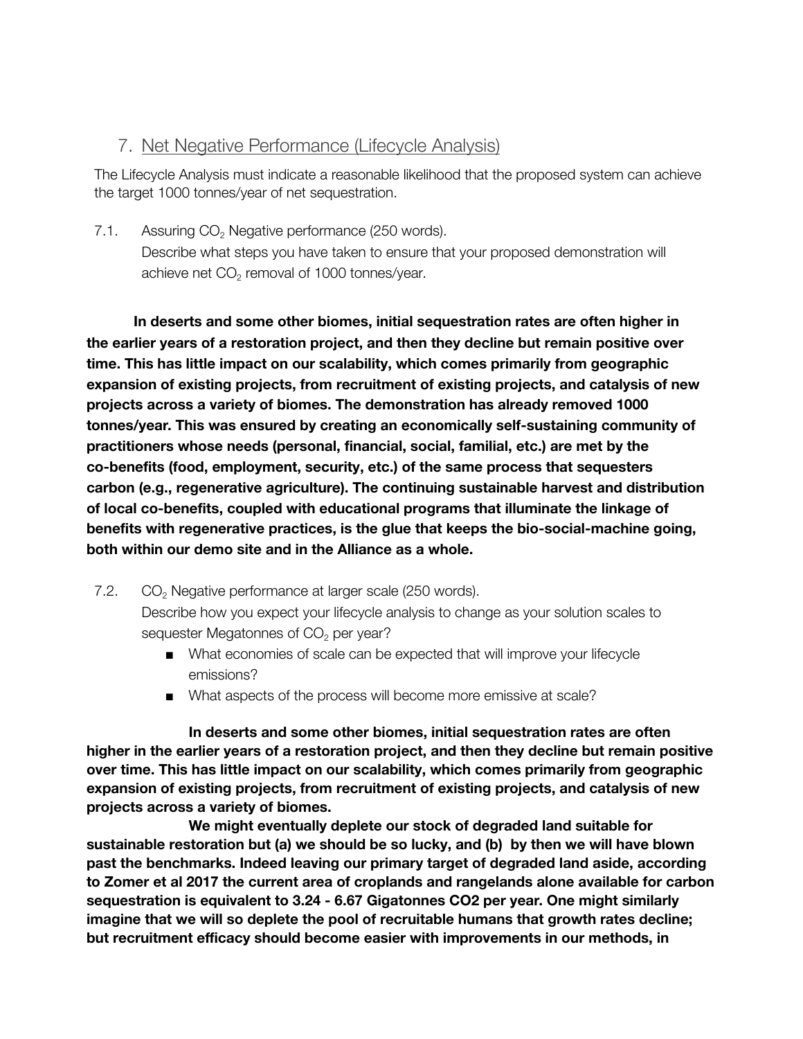## 7. Net Negative Performance (Lifecycle Analysis)

The Lifecycle Analysis must indicate a reasonable likelihood that the proposed system can achieve the target 1000 tonnes/year of net sequestration.

7.1. Assuring $CO_2$ Negative performance (250 words).
Describe what steps you have taken to ensure that your proposed demonstration will achieve net $CO_2$ removal of 1000 tonnes/year.

**In deserts and some other biomes, initial sequestration rates are often higher in the earlier years of a restoration project, and then they decline but remain positive over time. This has little impact on our scalability, which comes primarily from geographic expansion of existing projects, from recruitment of existing projects, and catalysis of new projects across a variety of biomes. The demonstration has already removed 1000 tonnes/year. This was ensured by creating an economically self-sustaining community of practitioners whose needs (personal, financial, social, familial, etc.) are met by the co-benefits (food, employment, security, etc.) of the same process that sequesters carbon (e.g., regenerative agriculture). The continuing sustainable harvest and distribution of local co-benefits, coupled with educational programs that illuminate the linkage of benefits with regenerative practices, is the glue that keeps the bio-social-machine going, both within our demo site and in the Alliance as a whole.**

7.2. $CO_2$ Negative performance at larger scale (250 words).
Describe how you expect your lifecycle analysis to change as your solution scales to sequester Megatonnes of $CO_2$ per year?

- What economies of scale can be expected that will improve your lifecycle emissions?
- What aspects of the process will become more emissive at scale?

**In deserts and some other biomes, initial sequestration rates are often higher in the earlier years of a restoration project, and then they decline but remain positive over time. This has little impact on our scalability, which comes primarily from geographic expansion of existing projects, from recruitment of existing projects, and catalysis of new projects across a variety of biomes.**

**We might eventually deplete our stock of degraded land suitable for sustainable restoration but (a) we should be so lucky, and (b) by then we will have blown past the benchmarks. Indeed leaving our primary target of degraded land aside, according to Zomer et al 2017 the current area of croplands and rangelands alone available for carbon sequestration is equivalent to 3.24 - 6.67 Gigatonnes CO2 per year. One might similarly imagine that we will so deplete the pool of recruitable humans that growth rates decline; but recruitment efficacy should become easier with improvements in our methods, in**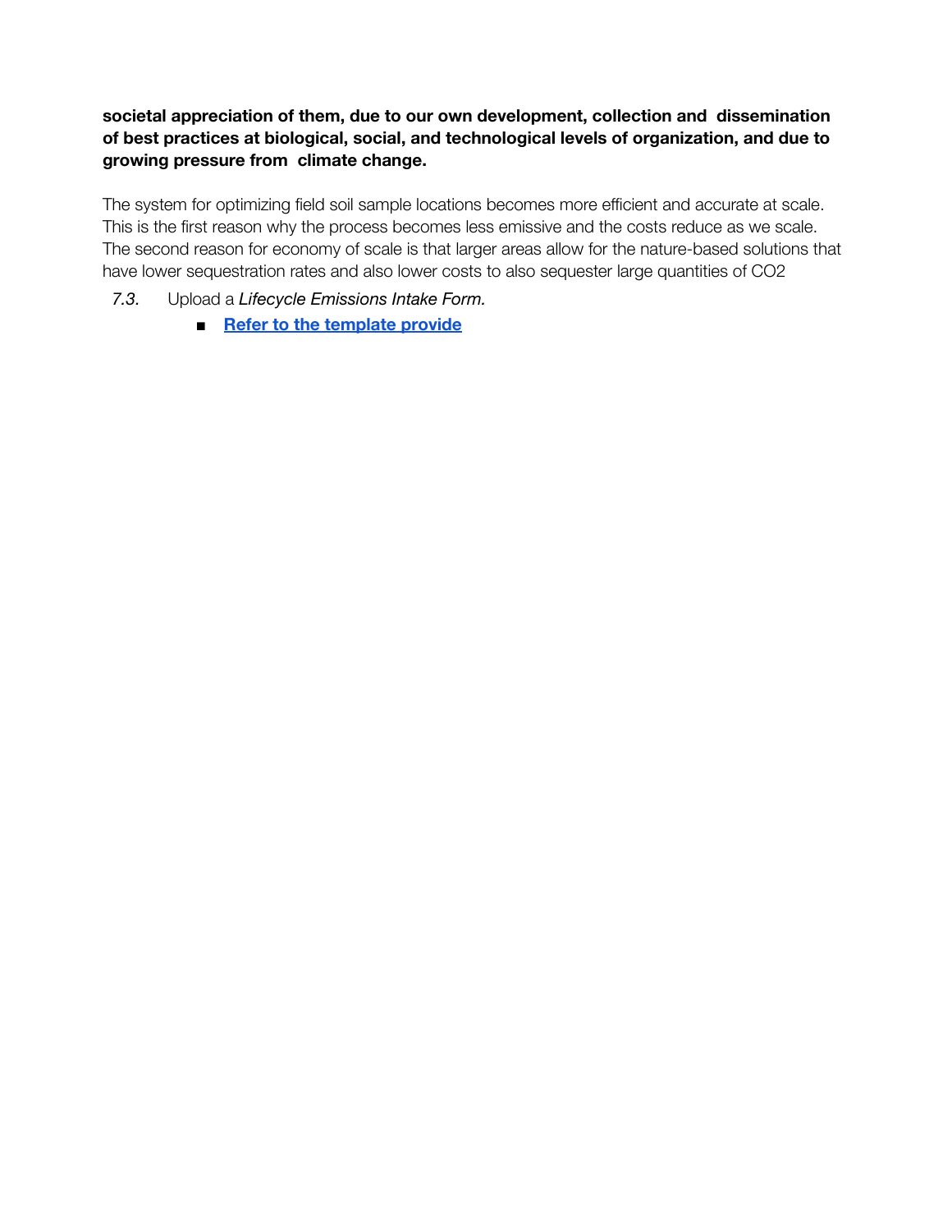**societal appreciation of them, due to our own development, collection and dissemination of best practices at biological, social, and technological levels of organization, and due to growing pressure from climate change.**

The system for optimizing field soil sample locations becomes more efficient and accurate at scale. This is the first reason why the process becomes less emissive and the costs reduce as we scale. The second reason for economy of scale is that larger areas allow for the nature-based solutions that have lower sequestration rates and also lower costs to also sequester large quantities of $CO_2$

*7.3.* Upload a *Lifecycle Emissions Intake Form.*

- **Refer to the template provide**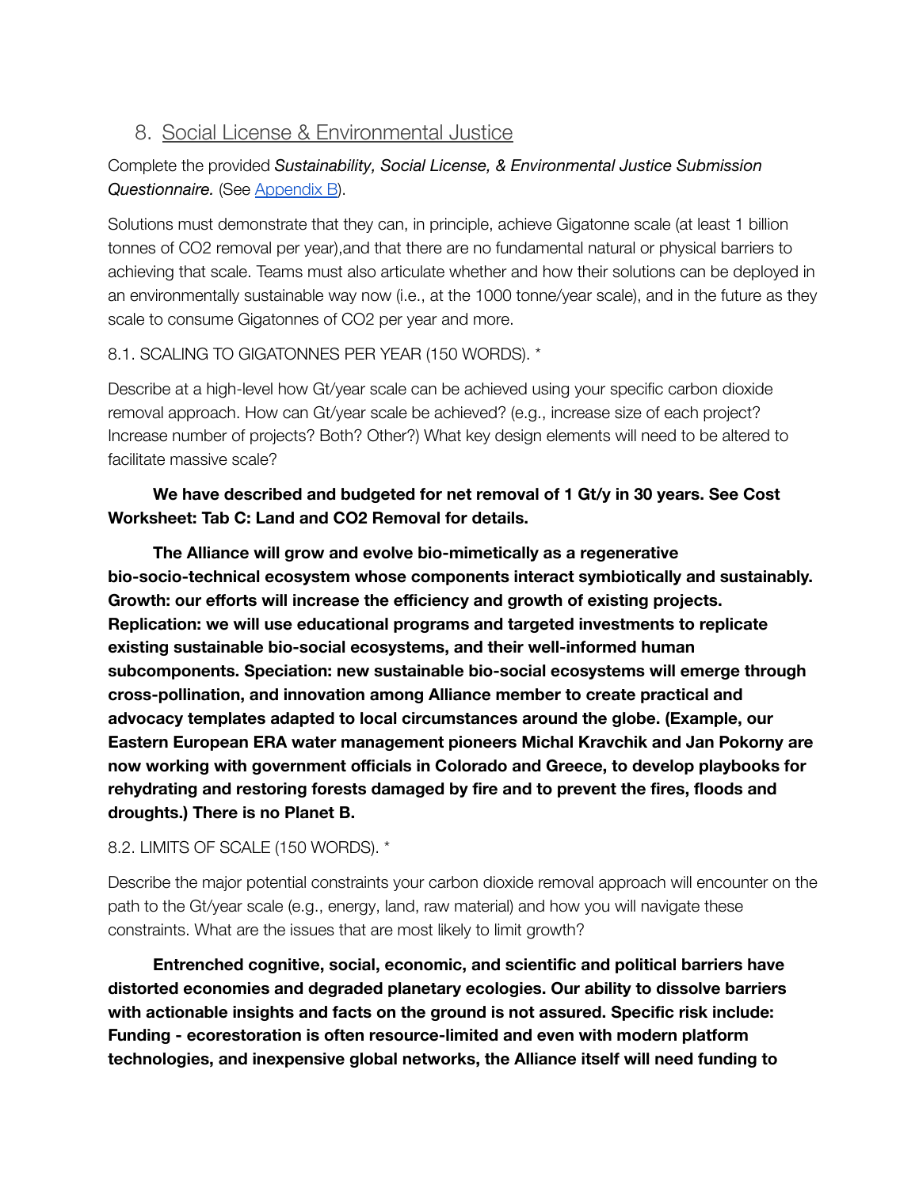## 8. Social License & Environmental Justice

Complete the provided *Sustainability, Social License, & Environmental Justice Submission Questionnaire.* (See Appendix B).

Solutions must demonstrate that they can, in principle, achieve Gigatonne scale (at least 1 billion tonnes of CO2 removal per year),and that there are no fundamental natural or physical barriers to achieving that scale. Teams must also articulate whether and how their solutions can be deployed in an environmentally sustainable way now (i.e., at the 1000 tonne/year scale), and in the future as they scale to consume Gigatonnes of CO2 per year and more.

8.1. SCALING TO GIGATONNES PER YEAR (150 WORDS). *

Describe at a high-level how Gt/year scale can be achieved using your specific carbon dioxide removal approach. How can Gt/year scale be achieved? (e.g., increase size of each project? Increase number of projects? Both? Other?) What key design elements will need to be altered to facilitate massive scale?

**We have described and budgeted for net removal of 1 Gt/y in 30 years. See Cost Worksheet: Tab C: Land and CO2 Removal for details.**

**The Alliance will grow and evolve bio-mimetically as a regenerative bio-socio-technical ecosystem whose components interact symbiotically and sustainably. Growth: our efforts will increase the efficiency and growth of existing projects. Replication: we will use educational programs and targeted investments to replicate existing sustainable bio-social ecosystems, and their well-informed human subcomponents. Speciation: new sustainable bio-social ecosystems will emerge through cross-pollination, and innovation among Alliance member to create practical and advocacy templates adapted to local circumstances around the globe. (Example, our Eastern European ERA water management pioneers Michal Kravchik and Jan Pokorny are now working with government officials in Colorado and Greece, to develop playbooks for rehydrating and restoring forests damaged by fire and to prevent the fires, floods and droughts.) There is no Planet B.**

8.2. LIMITS OF SCALE (150 WORDS). *

Describe the major potential constraints your carbon dioxide removal approach will encounter on the path to the Gt/year scale (e.g., energy, land, raw material) and how you will navigate these constraints. What are the issues that are most likely to limit growth?

**Entrenched cognitive, social, economic, and scientific and political barriers have distorted economies and degraded planetary ecologies. Our ability to dissolve barriers with actionable insights and facts on the ground is not assured. Specific risk include: Funding - ecorestoration is often resource-limited and even with modern platform technologies, and inexpensive global networks, the Alliance itself will need funding to**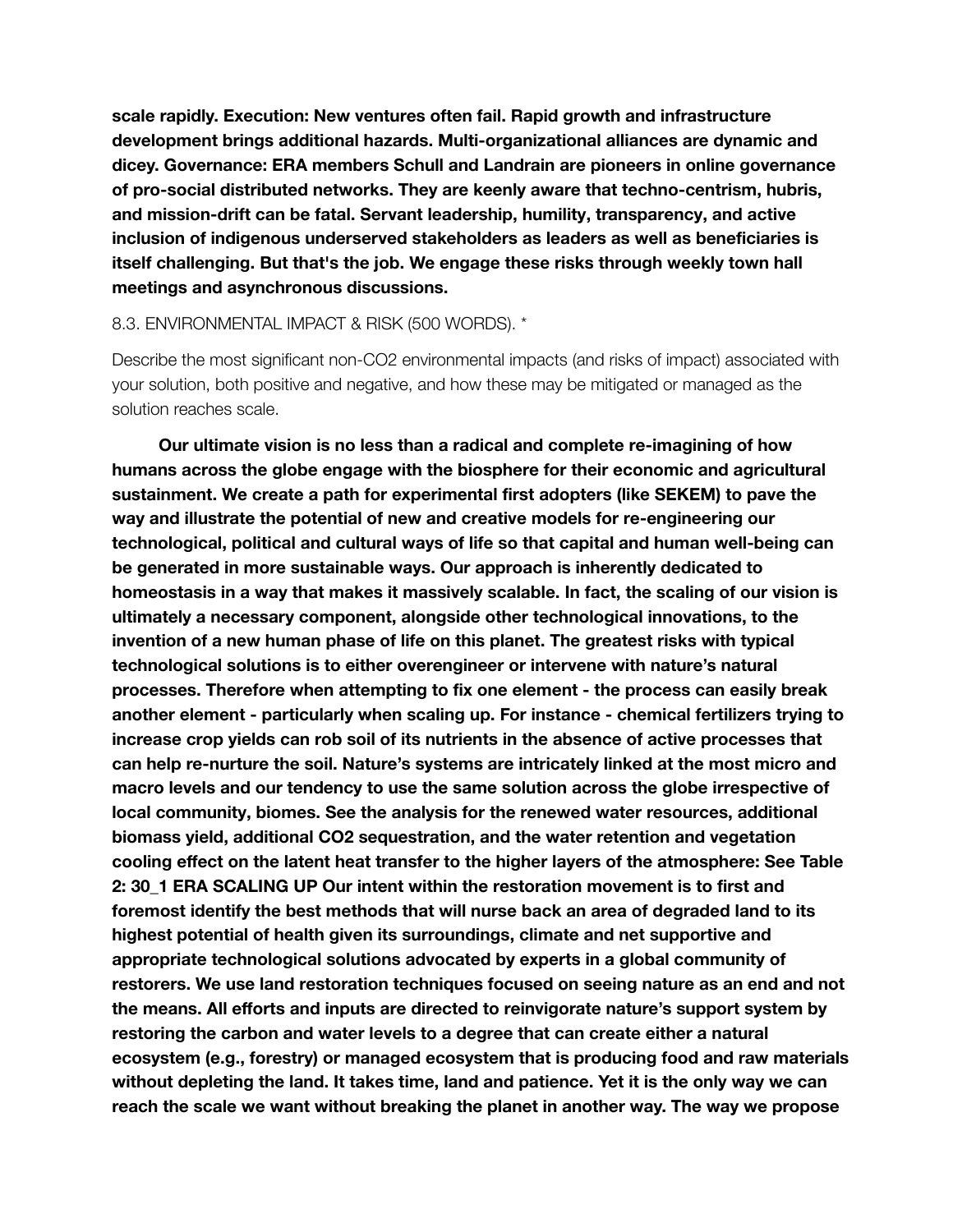**scale rapidly. Execution: New ventures often fail. Rapid growth and infrastructure development brings additional hazards. Multi-organizational alliances are dynamic and dicey. Governance: ERA members Schull and Landrain are pioneers in online governance of pro-social distributed networks. They are keenly aware that techno-centrism, hubris, and mission-drift can be fatal. Servant leadership, humility, transparency, and active inclusion of indigenous underserved stakeholders as leaders as well as beneficiaries is itself challenging. But that's the job. We engage these risks through weekly town hall meetings and asynchronous discussions.**

8.3. ENVIRONMENTAL IMPACT & RISK (500 WORDS). *

Describe the most significant non-CO2 environmental impacts (and risks of impact) associated with your solution, both positive and negative, and how these may be mitigated or managed as the solution reaches scale.

**Our ultimate vision is no less than a radical and complete re-imagining of how humans across the globe engage with the biosphere for their economic and agricultural sustainment. We create a path for experimental first adopters (like SEKEM) to pave the way and illustrate the potential of new and creative models for re-engineering our technological, political and cultural ways of life so that capital and human well-being can be generated in more sustainable ways. Our approach is inherently dedicated to homeostasis in a way that makes it massively scalable. In fact, the scaling of our vision is ultimately a necessary component, alongside other technological innovations, to the invention of a new human phase of life on this planet. The greatest risks with typical technological solutions is to either overengineer or intervene with nature's natural processes. Therefore when attempting to fix one element - the process can easily break another element - particularly when scaling up. For instance - chemical fertilizers trying to increase crop yields can rob soil of its nutrients in the absence of active processes that can help re-nurture the soil. Nature's systems are intricately linked at the most micro and macro levels and our tendency to use the same solution across the globe irrespective of local community, biomes. See the analysis for the renewed water resources, additional biomass yield, additional CO2 sequestration, and the water retention and vegetation cooling effect on the latent heat transfer to the higher layers of the atmosphere: See Table 2: 30_1 ERA SCALING UP Our intent within the restoration movement is to first and foremost identify the best methods that will nurse back an area of degraded land to its highest potential of health given its surroundings, climate and net supportive and appropriate technological solutions advocated by experts in a global community of restorers. We use land restoration techniques focused on seeing nature as an end and not the means. All efforts and inputs are directed to reinvigorate nature's support system by restoring the carbon and water levels to a degree that can create either a natural ecosystem (e.g., forestry) or managed ecosystem that is producing food and raw materials without depleting the land. It takes time, land and patience. Yet it is the only way we can reach the scale we want without breaking the planet in another way. The way we propose**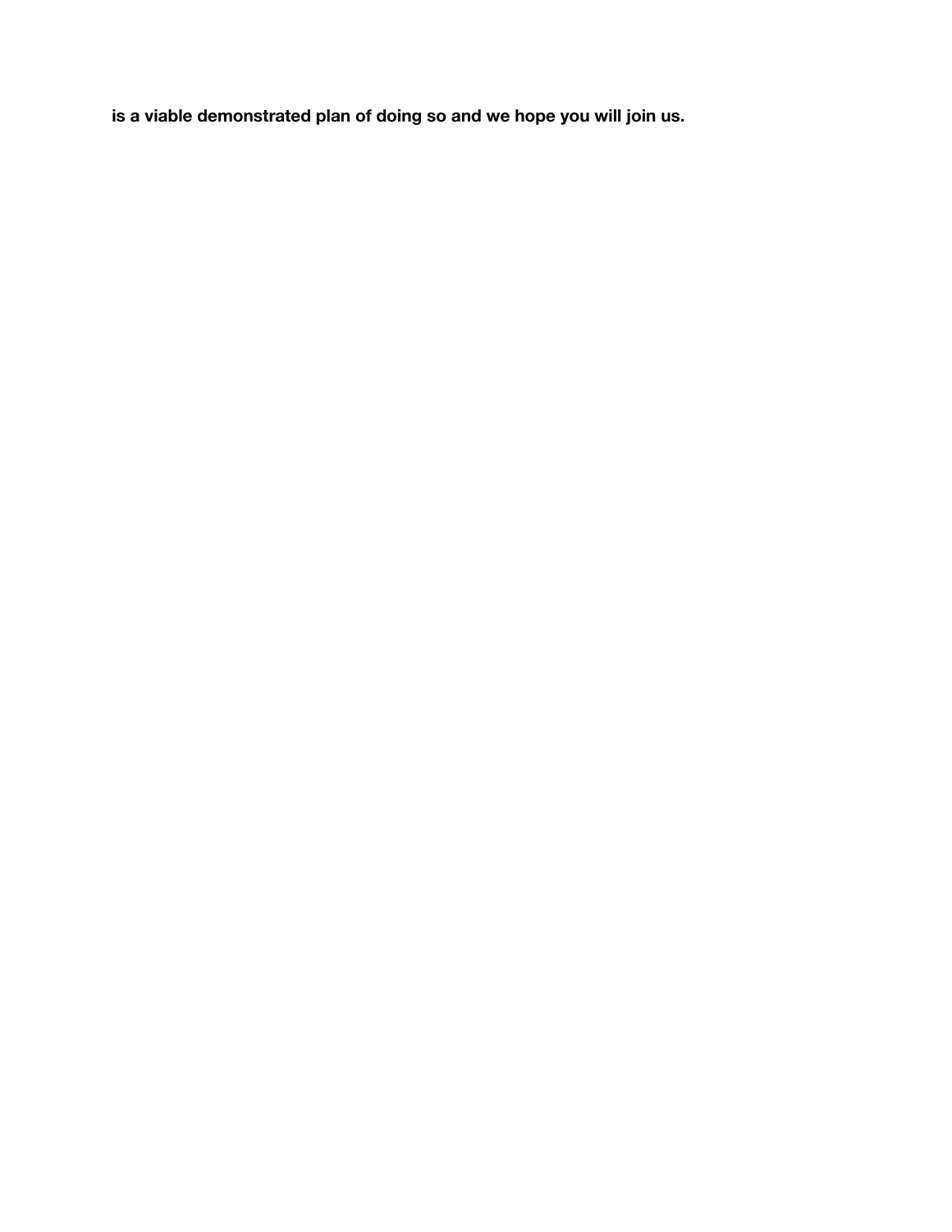**is a viable demonstrated plan of doing so and we hope you will join us.**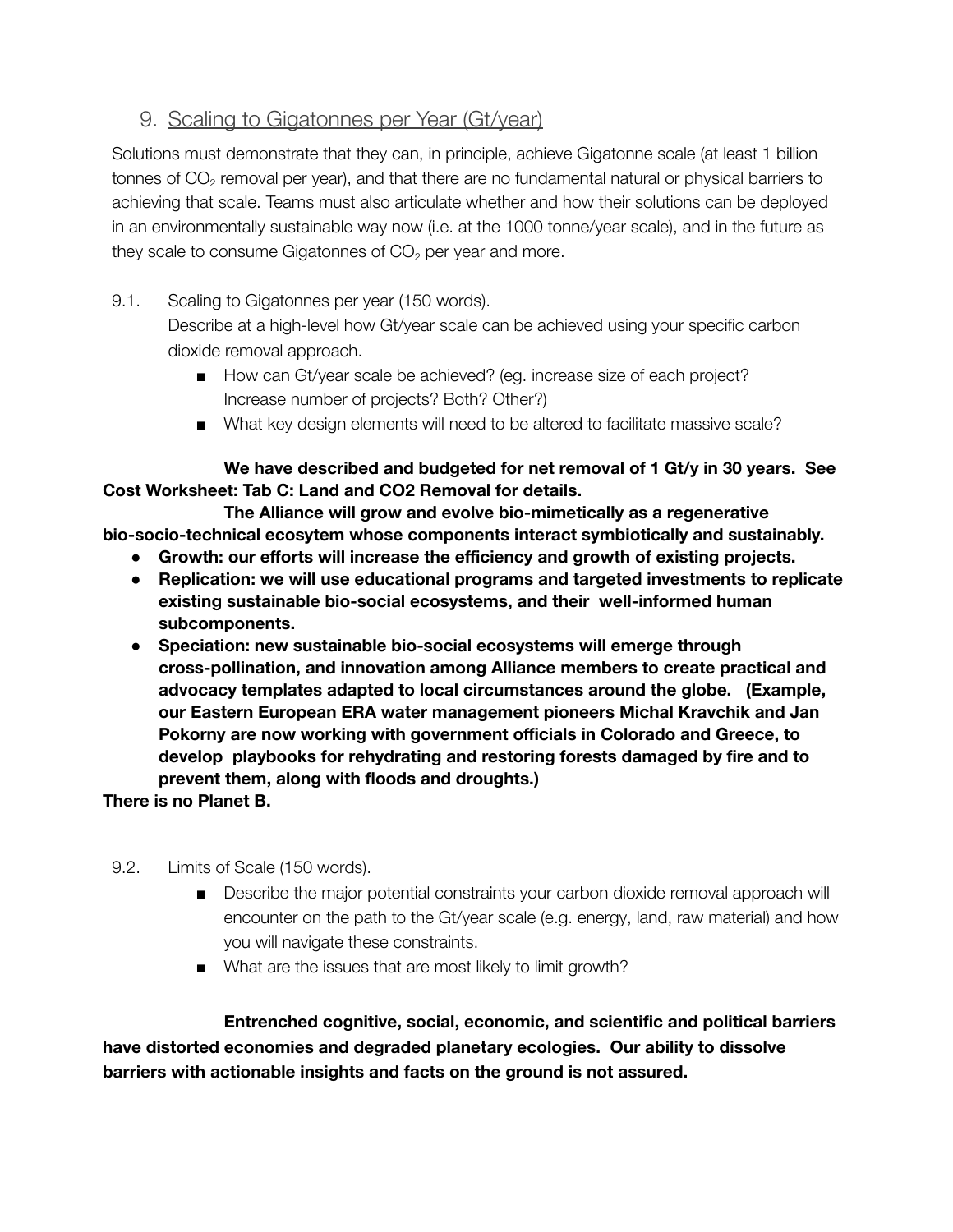## 9. Scaling to Gigatonnes per Year (Gt/year)

Solutions must demonstrate that they can, in principle, achieve Gigatonne scale (at least 1 billion tonnes of $CO_2$ removal per year), and that there are no fundamental natural or physical barriers to achieving that scale. Teams must also articulate whether and how their solutions can be deployed in an environmentally sustainable way now (i.e. at the 1000 tonne/year scale), and in the future as they scale to consume Gigatonnes of $CO_2$ per year and more.

9.1. Scaling to Gigatonnes per year (150 words).
Describe at a high-level how Gt/year scale can be achieved using your specific carbon dioxide removal approach.

- How can Gt/year scale be achieved? (eg. increase size of each project? Increase number of projects? Both? Other?)
- What key design elements will need to be altered to facilitate massive scale?

**We have described and budgeted for net removal of 1 Gt/y in 30 years. See Cost Worksheet: Tab C: Land and CO2 Removal for details.**

**The Alliance will grow and evolve bio-mimetically as a regenerative bio-socio-technical ecosytem whose components interact symbiotically and sustainably.**

- **Growth: our efforts will increase the efficiency and growth of existing projects.**
- **Replication: we will use educational programs and targeted investments to replicate existing sustainable bio-social ecosystems, and their well-informed human subcomponents.**
- **Speciation: new sustainable bio-social ecosystems will emerge through cross-pollination, and innovation among Alliance members to create practical and advocacy templates adapted to local circumstances around the globe. (Example, our Eastern European ERA water management pioneers Michal Kravchik and Jan Pokorny are now working with government officials in Colorado and Greece, to develop playbooks for rehydrating and restoring forests damaged by fire and to prevent them, along with floods and droughts.)**

**There is no Planet B.**

9.2. Limits of Scale (150 words).

- Describe the major potential constraints your carbon dioxide removal approach will encounter on the path to the Gt/year scale (e.g. energy, land, raw material) and how you will navigate these constraints.
- What are the issues that are most likely to limit growth?

**Entrenched cognitive, social, economic, and scientific and political barriers have distorted economies and degraded planetary ecologies. Our ability to dissolve barriers with actionable insights and facts on the ground is not assured.**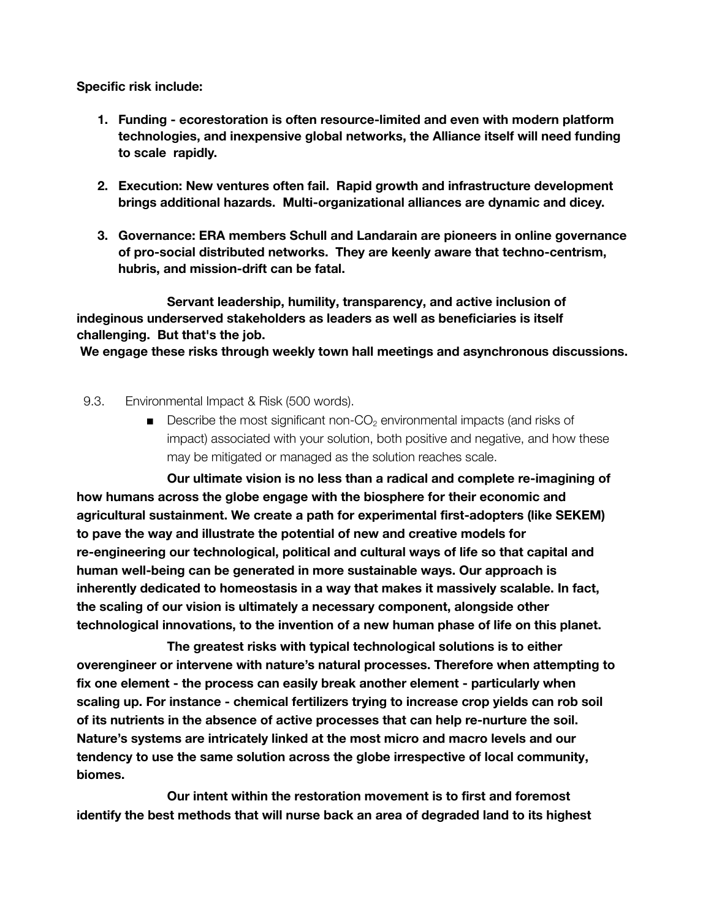**Specific risk include:**

1. **Funding - ecorestoration is often resource-limited and even with modern platform technologies, and inexpensive global networks, the Alliance itself will need funding to scale rapidly.**

2. **Execution: New ventures often fail. Rapid growth and infrastructure development brings additional hazards. Multi-organizational alliances are dynamic and dicey.**

3. **Governance: ERA members Schull and Landarain are pioneers in online governance of pro-social distributed networks. They are keenly aware that techno-centrism, hubris, and mission-drift can be fatal.**

**Servant leadership, humility, transparency, and active inclusion of indeginous underserved stakeholders as leaders as well as beneficiaries is itself challenging. But that's the job.**

**We engage these risks through weekly town hall meetings and asynchronous discussions.**

9.3. Environmental Impact & Risk (500 words).

- Describe the most significant non-$CO_2$ environmental impacts (and risks of impact) associated with your solution, both positive and negative, and how these may be mitigated or managed as the solution reaches scale.

**Our ultimate vision is no less than a radical and complete re-imagining of how humans across the globe engage with the biosphere for their economic and agricultural sustainment. We create a path for experimental first-adopters (like SEKEM) to pave the way and illustrate the potential of new and creative models for re-engineering our technological, political and cultural ways of life so that capital and human well-being can be generated in more sustainable ways. Our approach is inherently dedicated to homeostasis in a way that makes it massively scalable. In fact, the scaling of our vision is ultimately a necessary component, alongside other technological innovations, to the invention of a new human phase of life on this planet.**

**The greatest risks with typical technological solutions is to either overengineer or intervene with nature's natural processes. Therefore when attempting to fix one element - the process can easily break another element - particularly when scaling up. For instance - chemical fertilizers trying to increase crop yields can rob soil of its nutrients in the absence of active processes that can help re-nurture the soil. Nature's systems are intricately linked at the most micro and macro levels and our tendency to use the same solution across the globe irrespective of local community, biomes.**

**Our intent within the restoration movement is to first and foremost identify the best methods that will nurse back an area of degraded land to its highest**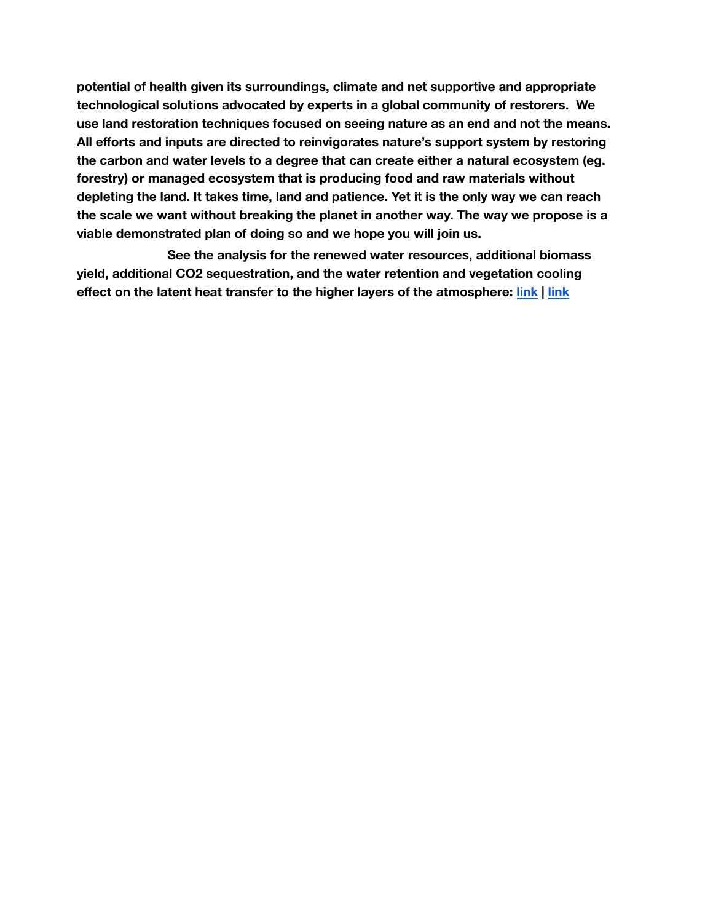**potential of health given its surroundings, climate and net supportive and appropriate technological solutions advocated by experts in a global community of restorers. We use land restoration techniques focused on seeing nature as an end and not the means. All efforts and inputs are directed to reinvigorates nature's support system by restoring the carbon and water levels to a degree that can create either a natural ecosystem (eg. forestry) or managed ecosystem that is producing food and raw materials without depleting the land. It takes time, land and patience. Yet it is the only way we can reach the scale we want without breaking the planet in another way. The way we propose is a viable demonstrated plan of doing so and we hope you will join us.**

**See the analysis for the renewed water resources, additional biomass yield, additional $CO_2$ sequestration, and the water retention and vegetation cooling effect on the latent heat transfer to the higher layers of the atmosphere: link | link**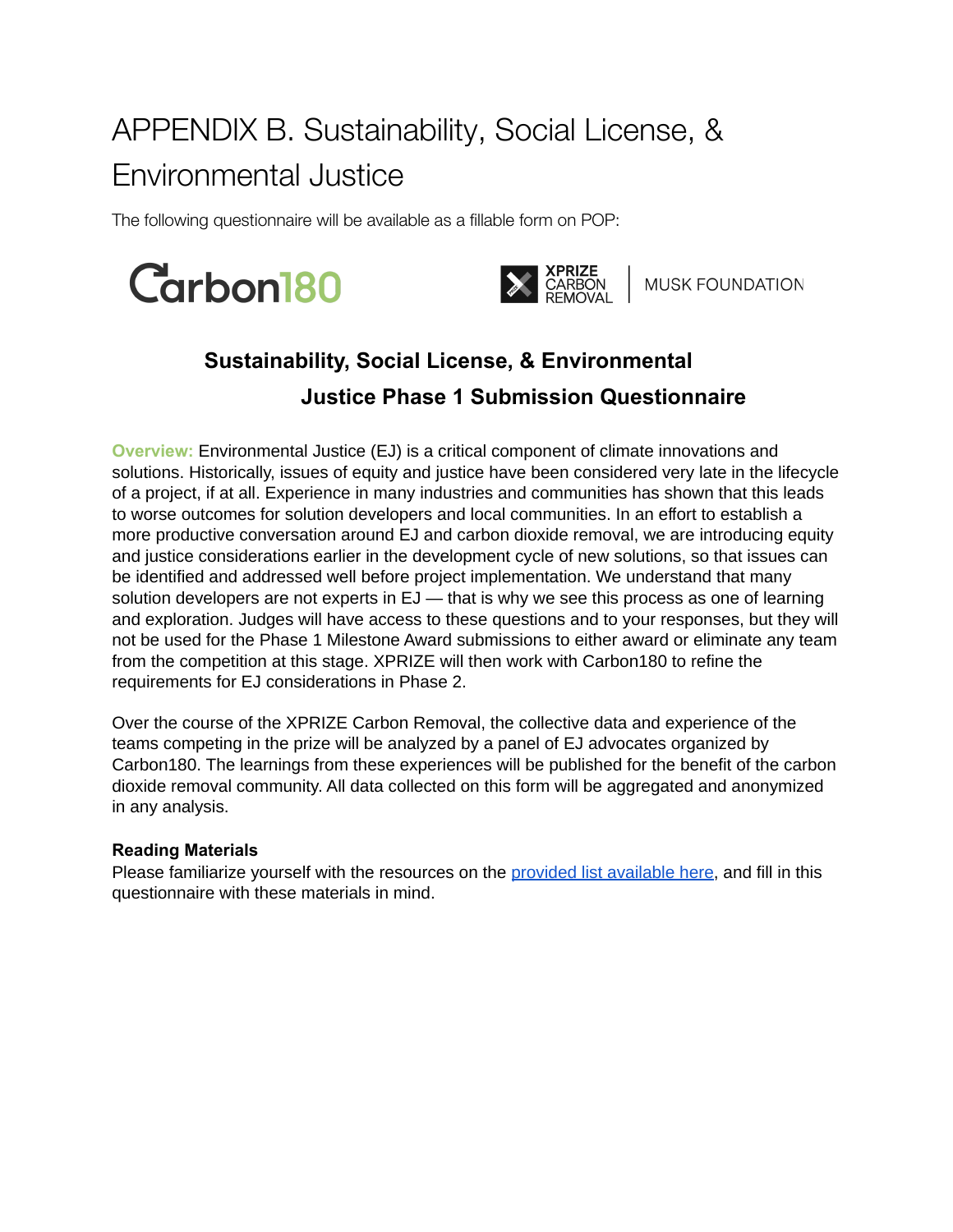# APPENDIX B. Sustainability, Social License, & Environmental Justice

The following questionnaire will be available as a fillable form on POP:

Carbon180 | XPRIZE CARBON REMOVAL | MUSK FOUNDATION

## Sustainability, Social License, & Environmental Justice Phase 1 Submission Questionnaire

**Overview:** Environmental Justice (EJ) is a critical component of climate innovations and solutions. Historically, issues of equity and justice have been considered very late in the lifecycle of a project, if at all. Experience in many industries and communities has shown that this leads to worse outcomes for solution developers and local communities. In an effort to establish a more productive conversation around EJ and carbon dioxide removal, we are introducing equity and justice considerations earlier in the development cycle of new solutions, so that issues can be identified and addressed well before project implementation. We understand that many solution developers are not experts in EJ — that is why we see this process as one of learning and exploration. Judges will have access to these questions and to your responses, but they will not be used for the Phase 1 Milestone Award submissions to either award or eliminate any team from the competition at this stage. XPRIZE will then work with Carbon180 to refine the requirements for EJ considerations in Phase 2.

Over the course of the XPRIZE Carbon Removal, the collective data and experience of the teams competing in the prize will be analyzed by a panel of EJ advocates organized by Carbon180. The learnings from these experiences will be published for the benefit of the carbon dioxide removal community. All data collected on this form will be aggregated and anonymized in any analysis.

**Reading Materials**

Please familiarize yourself with the resources on the provided list available here, and fill in this questionnaire with these materials in mind.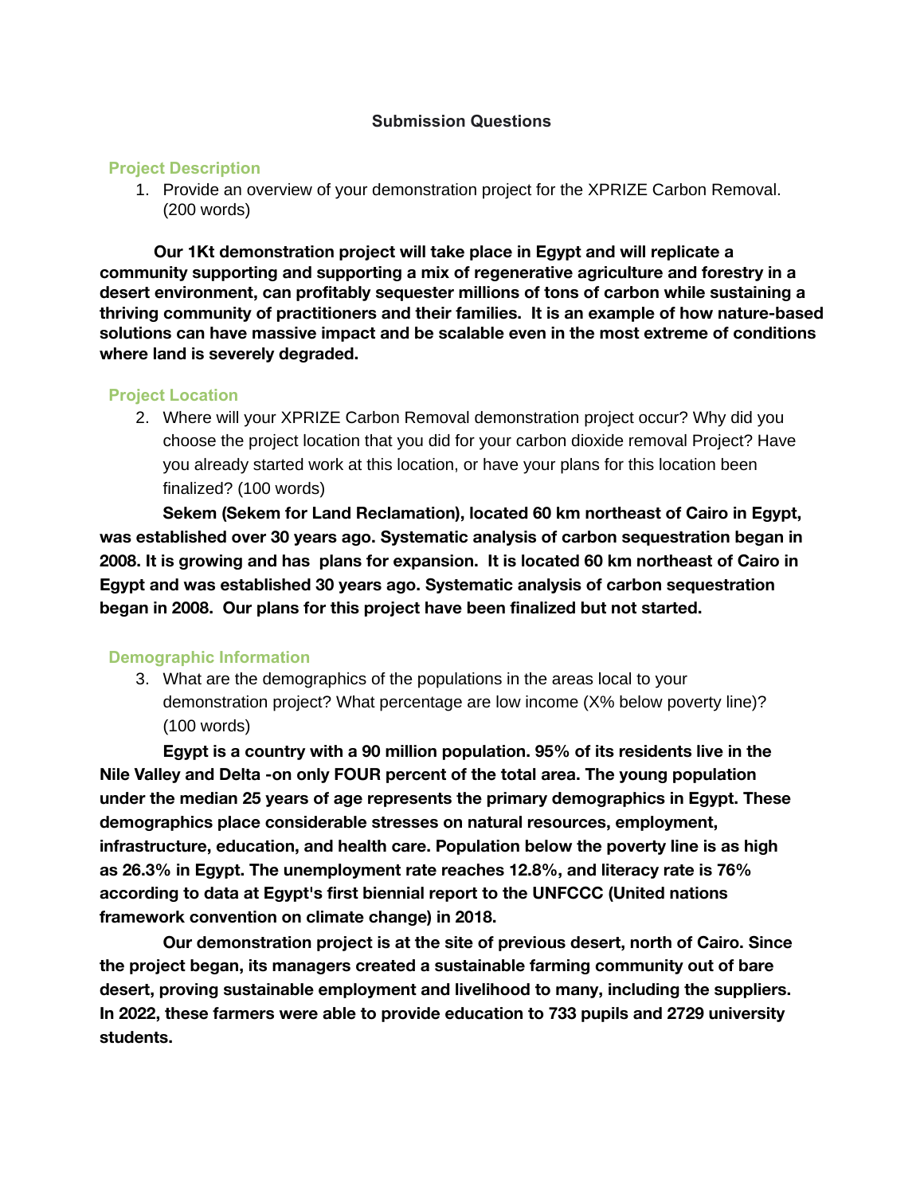**Submission Questions**

## Project Description

1. Provide an overview of your demonstration project for the XPRIZE Carbon Removal. (200 words)

**Our 1Kt demonstration project will take place in Egypt and will replicate a community supporting and supporting a mix of regenerative agriculture and forestry in a desert environment, can profitably sequester millions of tons of carbon while sustaining a thriving community of practitioners and their families. It is an example of how nature-based solutions can have massive impact and be scalable even in the most extreme of conditions where land is severely degraded.**

## Project Location

2. Where will your XPRIZE Carbon Removal demonstration project occur? Why did you choose the project location that you did for your carbon dioxide removal Project? Have you already started work at this location, or have your plans for this location been finalized? (100 words)

**Sekem (Sekem for Land Reclamation), located 60 km northeast of Cairo in Egypt, was established over 30 years ago. Systematic analysis of carbon sequestration began in 2008. It is growing and has plans for expansion. It is located 60 km northeast of Cairo in Egypt and was established 30 years ago. Systematic analysis of carbon sequestration began in 2008. Our plans for this project have been finalized but not started.**

## Demographic Information

3. What are the demographics of the populations in the areas local to your demonstration project? What percentage are low income (X% below poverty line)? (100 words)

**Egypt is a country with a 90 million population. 95% of its residents live in the Nile Valley and Delta -on only FOUR percent of the total area. The young population under the median 25 years of age represents the primary demographics in Egypt. These demographics place considerable stresses on natural resources, employment, infrastructure, education, and health care. Population below the poverty line is as high as 26.3% in Egypt. The unemployment rate reaches 12.8%, and literacy rate is 76% according to data at Egypt's first biennial report to the UNFCCC (United nations framework convention on climate change) in 2018.**

**Our demonstration project is at the site of previous desert, north of Cairo. Since the project began, its managers created a sustainable farming community out of bare desert, proving sustainable employment and livelihood to many, including the suppliers. In 2022, these farmers were able to provide education to 733 pupils and 2729 university students.**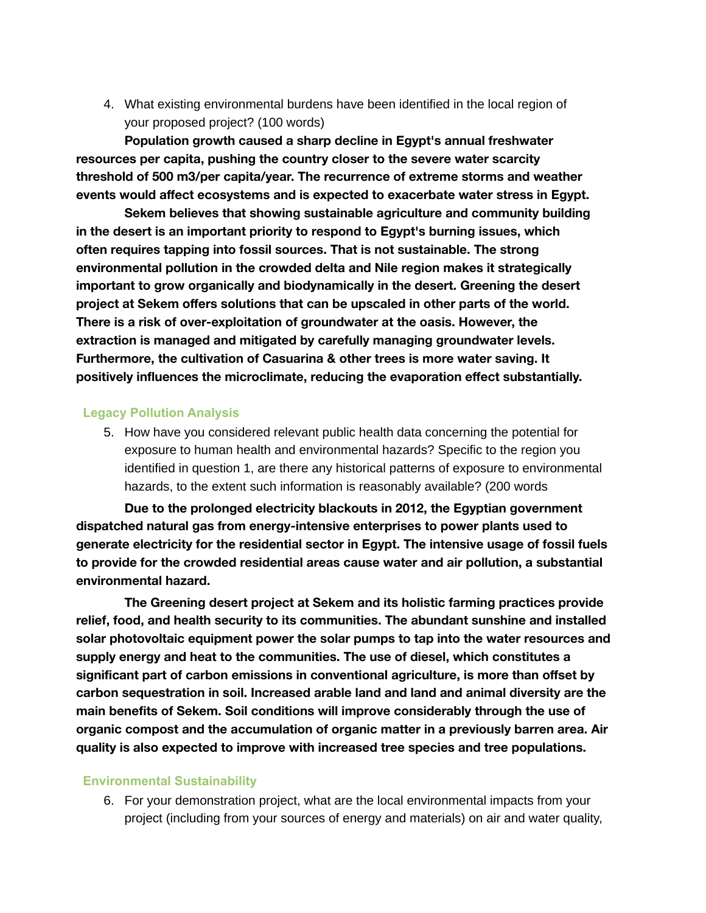4. What existing environmental burdens have been identified in the local region of your proposed project? (100 words)

**Population growth caused a sharp decline in Egypt's annual freshwater resources per capita, pushing the country closer to the severe water scarcity threshold of 500 m3/per capita/year. The recurrence of extreme storms and weather events would affect ecosystems and is expected to exacerbate water stress in Egypt.**

**Sekem believes that showing sustainable agriculture and community building in the desert is an important priority to respond to Egypt's burning issues, which often requires tapping into fossil sources. That is not sustainable. The strong environmental pollution in the crowded delta and Nile region makes it strategically important to grow organically and biodynamically in the desert. Greening the desert project at Sekem offers solutions that can be upscaled in other parts of the world. There is a risk of over-exploitation of groundwater at the oasis. However, the extraction is managed and mitigated by carefully managing groundwater levels. Furthermore, the cultivation of Casuarina & other trees is more water saving. It positively influences the microclimate, reducing the evaporation effect substantially.**

### Legacy Pollution Analysis

5. How have you considered relevant public health data concerning the potential for exposure to human health and environmental hazards? Specific to the region you identified in question 1, are there any historical patterns of exposure to environmental hazards, to the extent such information is reasonably available? (200 words

**Due to the prolonged electricity blackouts in 2012, the Egyptian government dispatched natural gas from energy-intensive enterprises to power plants used to generate electricity for the residential sector in Egypt. The intensive usage of fossil fuels to provide for the crowded residential areas cause water and air pollution, a substantial environmental hazard.**

**The Greening desert project at Sekem and its holistic farming practices provide relief, food, and health security to its communities. The abundant sunshine and installed solar photovoltaic equipment power the solar pumps to tap into the water resources and supply energy and heat to the communities. The use of diesel, which constitutes a significant part of carbon emissions in conventional agriculture, is more than offset by carbon sequestration in soil. Increased arable land and land and animal diversity are the main benefits of Sekem. Soil conditions will improve considerably through the use of organic compost and the accumulation of organic matter in a previously barren area. Air quality is also expected to improve with increased tree species and tree populations.**

### Environmental Sustainability

6. For your demonstration project, what are the local environmental impacts from your project (including from your sources of energy and materials) on air and water quality,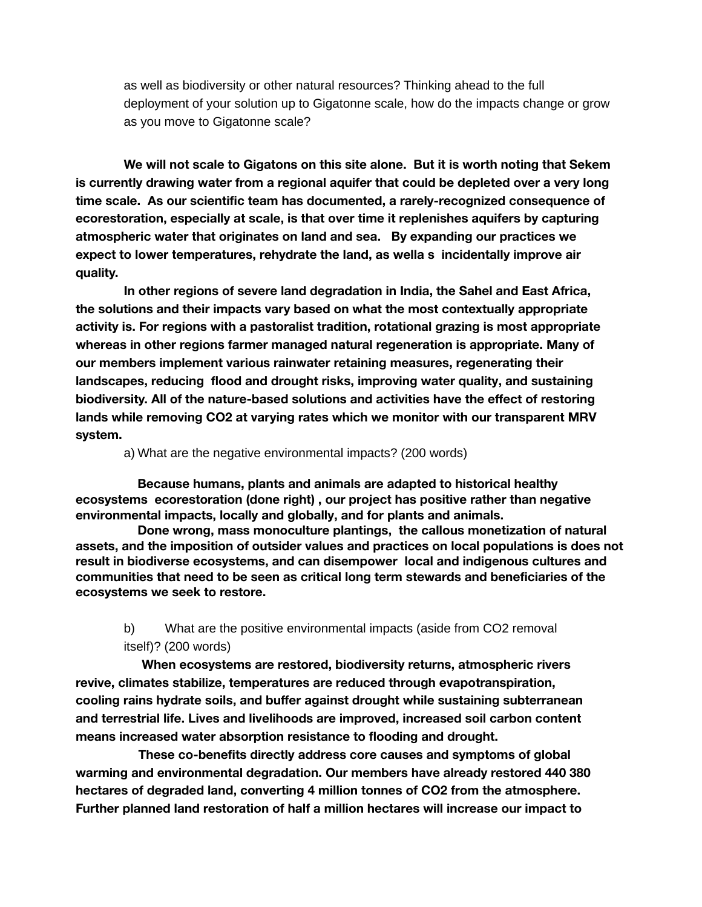as well as biodiversity or other natural resources? Thinking ahead to the full deployment of your solution up to Gigatonne scale, how do the impacts change or grow as you move to Gigatonne scale?

**We will not scale to Gigatons on this site alone. But it is worth noting that Sekem is currently drawing water from a regional aquifer that could be depleted over a very long time scale. As our scientific team has documented, a rarely-recognized consequence of ecorestoration, especially at scale, is that over time it replenishes aquifers by capturing atmospheric water that originates on land and sea. By expanding our practices we expect to lower temperatures, rehydrate the land, as wella s incidentally improve air quality.**

**In other regions of severe land degradation in India, the Sahel and East Africa, the solutions and their impacts vary based on what the most contextually appropriate activity is. For regions with a pastoralist tradition, rotational grazing is most appropriate whereas in other regions farmer managed natural regeneration is appropriate. Many of our members implement various rainwater retaining measures, regenerating their landscapes, reducing flood and drought risks, improving water quality, and sustaining biodiversity. All of the nature-based solutions and activities have the effect of restoring lands while removing CO2 at varying rates which we monitor with our transparent MRV system.**

a) What are the negative environmental impacts? (200 words)

**Because humans, plants and animals are adapted to historical healthy ecosystems ecorestoration (done right) , our project has positive rather than negative environmental impacts, locally and globally, and for plants and animals.**

**Done wrong, mass monoculture plantings, the callous monetization of natural assets, and the imposition of outsider values and practices on local populations is does not result in biodiverse ecosystems, and can disempower local and indigenous cultures and communities that need to be seen as critical long term stewards and beneficiaries of the ecosystems we seek to restore.**

b) What are the positive environmental impacts (aside from CO2 removal itself)? (200 words)

**When ecosystems are restored, biodiversity returns, atmospheric rivers revive, climates stabilize, temperatures are reduced through evapotranspiration, cooling rains hydrate soils, and buffer against drought while sustaining subterranean and terrestrial life. Lives and livelihoods are improved, increased soil carbon content means increased water absorption resistance to flooding and drought.**

**These co-benefits directly address core causes and symptoms of global warming and environmental degradation. Our members have already restored 440 380 hectares of degraded land, converting 4 million tonnes of CO2 from the atmosphere. Further planned land restoration of half a million hectares will increase our impact to**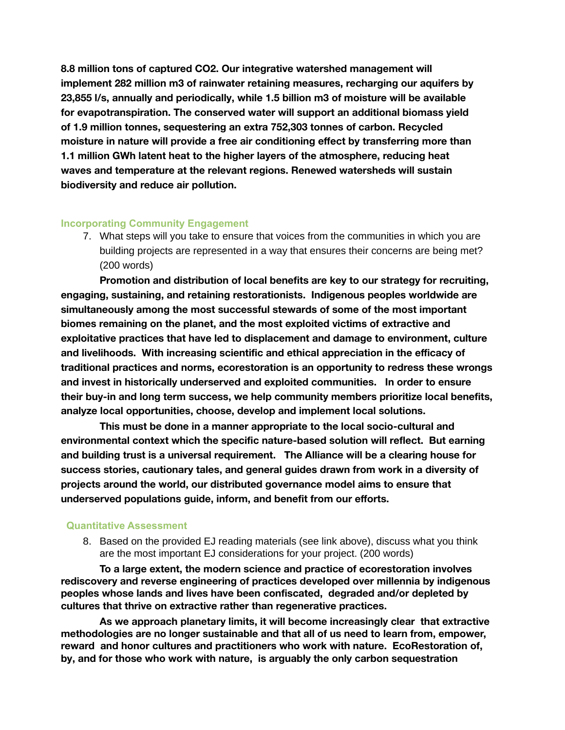**8.8 million tons of captured $CO_2$. Our integrative watershed management will implement 282 million m3 of rainwater retaining measures, recharging our aquifers by 23,855 l/s, annually and periodically, while 1.5 billion m3 of moisture will be available for evapotranspiration. The conserved water will support an additional biomass yield of 1.9 million tonnes, sequestering an extra 752,303 tonnes of carbon. Recycled moisture in nature will provide a free air conditioning effect by transferring more than 1.1 million GWh latent heat to the higher layers of the atmosphere, reducing heat waves and temperature at the relevant regions. Renewed watersheds will sustain biodiversity and reduce air pollution.**

### Incorporating Community Engagement

7. What steps will you take to ensure that voices from the communities in which you are building projects are represented in a way that ensures their concerns are being met? (200 words)

**Promotion and distribution of local benefits are key to our strategy for recruiting, engaging, sustaining, and retaining restorationists. Indigenous peoples worldwide are simultaneously among the most successful stewards of some of the most important biomes remaining on the planet, and the most exploited victims of extractive and exploitative practices that have led to displacement and damage to environment, culture and livelihoods. With increasing scientific and ethical appreciation in the efficacy of traditional practices and norms, ecorestoration is an opportunity to redress these wrongs and invest in historically underserved and exploited communities. In order to ensure their buy-in and long term success, we help community members prioritize local benefits, analyze local opportunities, choose, develop and implement local solutions.**

**This must be done in a manner appropriate to the local socio-cultural and environmental context which the specific nature-based solution will reflect. But earning and building trust is a universal requirement. The Alliance will be a clearing house for success stories, cautionary tales, and general guides drawn from work in a diversity of projects around the world, our distributed governance model aims to ensure that underserved populations guide, inform, and benefit from our efforts.**

### Quantitative Assessment

8. Based on the provided EJ reading materials (see link above), discuss what you think are the most important EJ considerations for your project. (200 words)

**To a large extent, the modern science and practice of ecorestoration involves rediscovery and reverse engineering of practices developed over millennia by indigenous peoples whose lands and lives have been confiscated, degraded and/or depleted by cultures that thrive on extractive rather than regenerative practices.**

**As we approach planetary limits, it will become increasingly clear that extractive methodologies are no longer sustainable and that all of us need to learn from, empower, reward and honor cultures and practitioners who work with nature. EcoRestoration of, by, and for those who work with nature, is arguably the only carbon sequestration**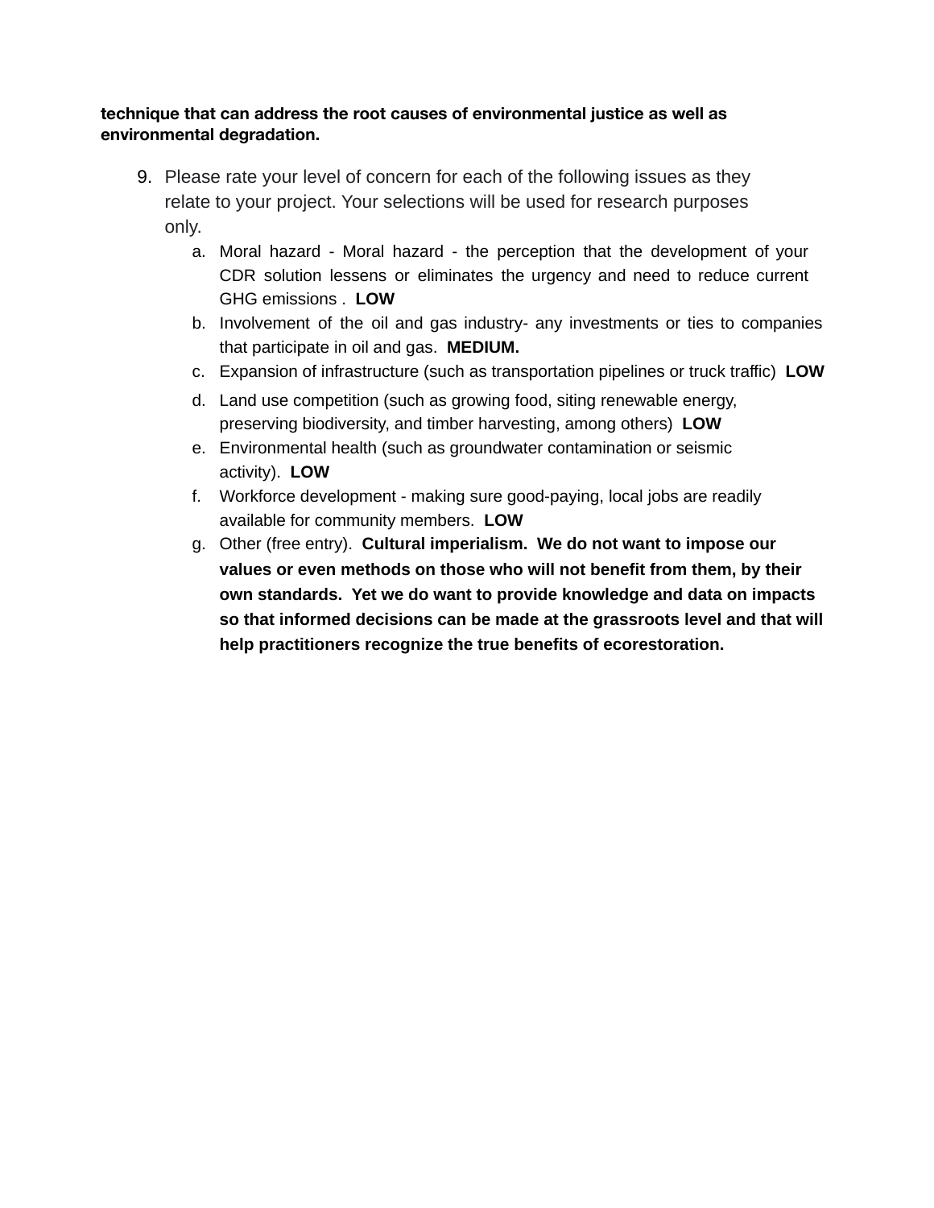**technique that can address the root causes of environmental justice as well as environmental degradation.**

9. Please rate your level of concern for each of the following issues as they relate to your project. Your selections will be used for research purposes only.
   a. Moral hazard - Moral hazard - the perception that the development of your CDR solution lessens or eliminates the urgency and need to reduce current GHG emissions . **LOW**
   b. Involvement of the oil and gas industry- any investments or ties to companies that participate in oil and gas. **MEDIUM.**
   c. Expansion of infrastructure (such as transportation pipelines or truck traffic) **LOW**
   d. Land use competition (such as growing food, siting renewable energy, preserving biodiversity, and timber harvesting, among others) **LOW**
   e. Environmental health (such as groundwater contamination or seismic activity). **LOW**
   f. Workforce development - making sure good-paying, local jobs are readily available for community members. **LOW**
   g. Other (free entry). **Cultural imperialism. We do not want to impose our values or even methods on those who will not benefit from them, by their own standards. Yet we do want to provide knowledge and data on impacts so that informed decisions can be made at the grassroots level and that will help practitioners recognize the true benefits of ecorestoration.**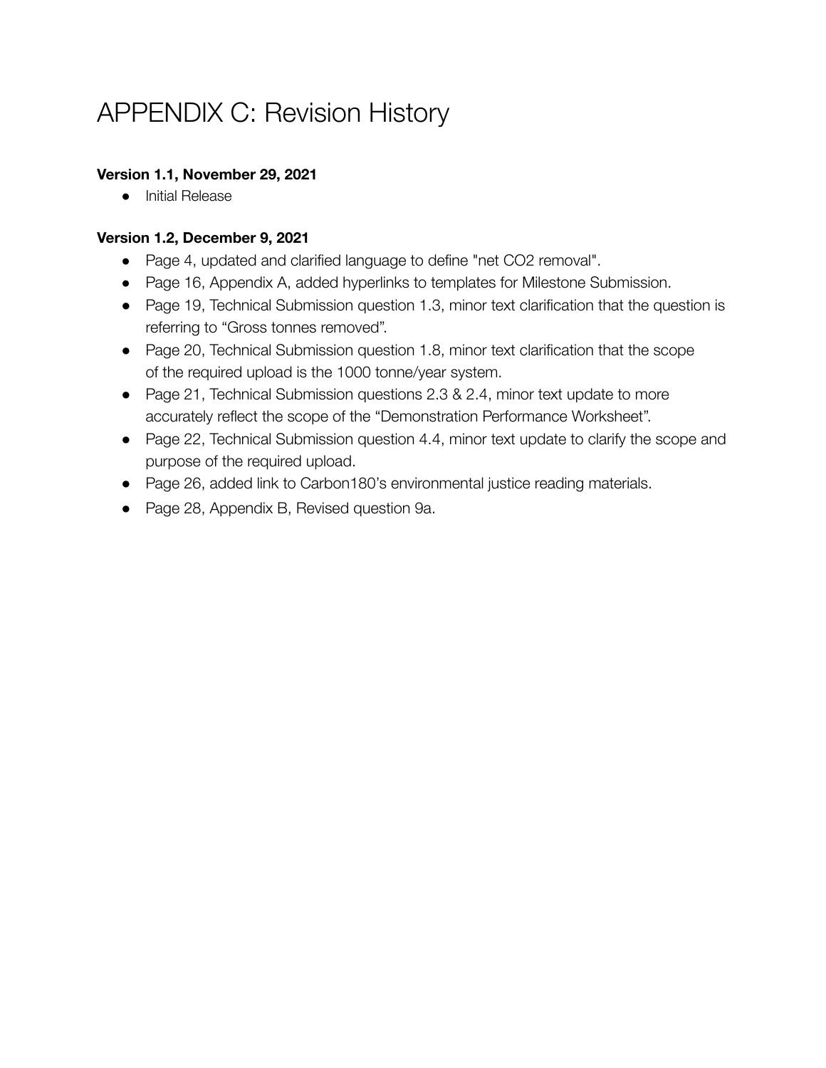# APPENDIX C: Revision History

**Version 1.1, November 29, 2021**

- Initial Release

**Version 1.2, December 9, 2021**

- Page 4, updated and clarified language to define "net $CO_2$ removal".
- Page 16, Appendix A, added hyperlinks to templates for Milestone Submission.
- Page 19, Technical Submission question 1.3, minor text clarification that the question is referring to "Gross tonnes removed".
- Page 20, Technical Submission question 1.8, minor text clarification that the scope of the required upload is the 1000 tonne/year system.
- Page 21, Technical Submission questions 2.3 & 2.4, minor text update to more accurately reflect the scope of the "Demonstration Performance Worksheet".
- Page 22, Technical Submission question 4.4, minor text update to clarify the scope and purpose of the required upload.
- Page 26, added link to Carbon180's environmental justice reading materials.
- Page 28, Appendix B, Revised question 9a.